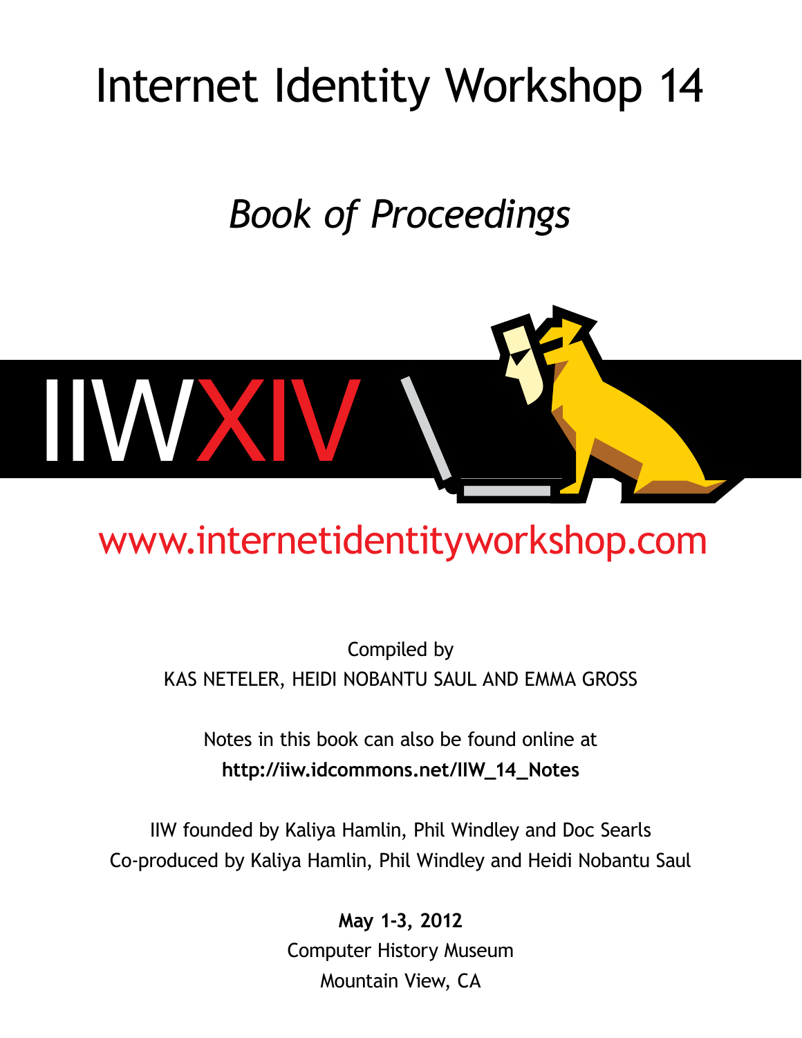# Internet Identity Workshop 14

## *Book of Proceedings*

IIWXIV

www.internetidentityworkshop.com

Compiled by

KAS NETELER, HEIDI NOBANTU SAUL AND EMMA GROSS

Notes in this book can also be found online at

**http://iiw.idcommons.net/IIW_14_Notes**

IIW founded by Kaliya Hamlin, Phil Windley and Doc Searls

Co-produced by Kaliya Hamlin, Phil Windley and Heidi Nobantu Saul

**May 1-3, 2012**

Computer History Museum

Mountain View, CA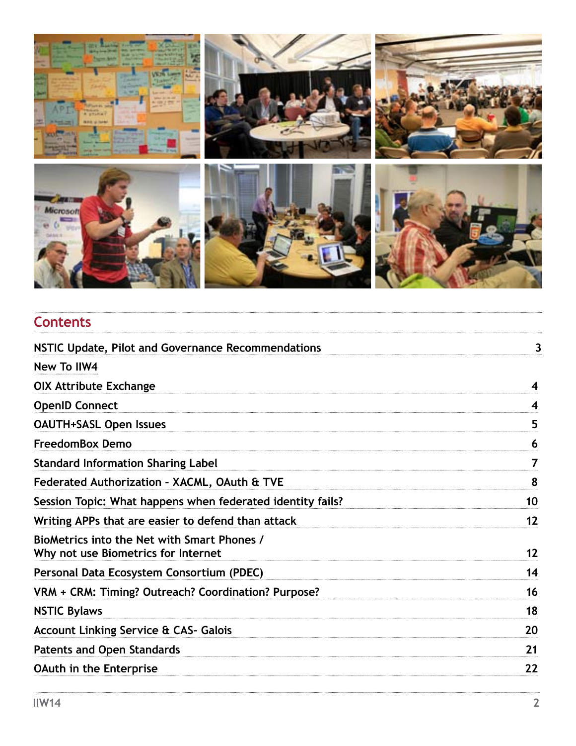## Contents

| | |
|---|---|
| NSTIC Update, Pilot and Governance Recommendations | 3 |
| New To IIW4 | |
| OIX Attribute Exchange | 4 |
| OpenID Connect | 4 |
| OAUTH+SASL Open Issues | 5 |
| FreedomBox Demo | 6 |
| Standard Information Sharing Label | 7 |
| Federated Authorization - XACML, OAuth & TVE | 8 |
| Session Topic: What happens when federated identity fails? | 10 |
| Writing APPs that are easier to defend than attack | 12 |
| BioMetrics into the Net with Smart Phones / Why not use Biometrics for Internet | 12 |
| Personal Data Ecosystem Consortium (PDEC) | 14 |
| VRM + CRM: Timing? Outreach? Coordination? Purpose? | 16 |
| NSTIC Bylaws | 18 |
| Account Linking Service & CAS- Galois | 20 |
| Patents and Open Standards | 21 |
| OAuth in the Enterprise | 22 |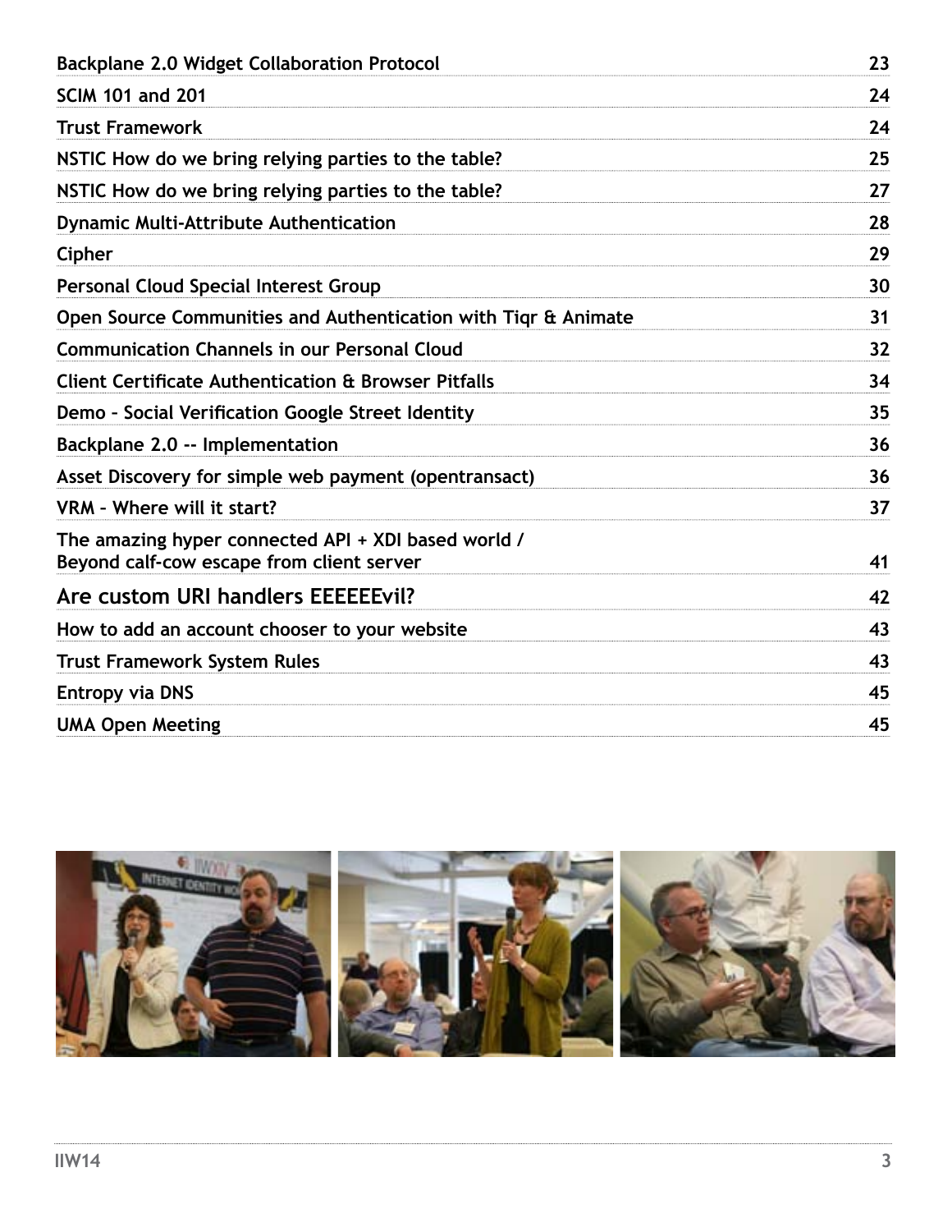| | |
|---|---|
| Backplane 2.0 Widget Collaboration Protocol | 23 |
| SCIM 101 and 201 | 24 |
| Trust Framework | 24 |
| NSTIC How do we bring relying parties to the table? | 25 |
| NSTIC How do we bring relying parties to the table? | 27 |
| Dynamic Multi-Attribute Authentication | 28 |
| Cipher | 29 |
| Personal Cloud Special Interest Group | 30 |
| Open Source Communities and Authentication with Tiqr & Animate | 31 |
| Communication Channels in our Personal Cloud | 32 |
| Client Certificate Authentication & Browser Pitfalls | 34 |
| Demo - Social Verification Google Street Identity | 35 |
| Backplane 2.0 -- Implementation | 36 |
| Asset Discovery for simple web payment (opentransact) | 36 |
| VRM - Where will it start? | 37 |
| The amazing hyper connected API + XDI based world / Beyond calf-cow escape from client server | 41 |
| Are custom URI handlers EEEEEvil? | 42 |
| How to add an account chooser to your website | 43 |
| Trust Framework System Rules | 43 |
| Entropy via DNS | 45 |
| UMA Open Meeting | 45 |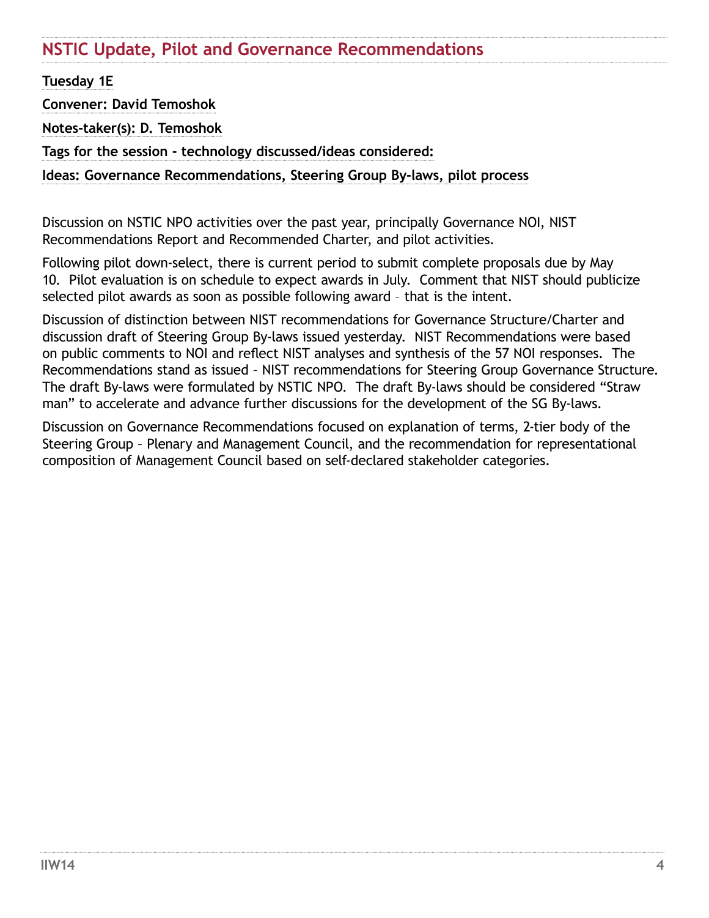## NSTIC Update, Pilot and Governance Recommendations

**Tuesday 1E**

**Convener: David Temoshok**

**Notes-taker(s): D. Temoshok**

**Tags for the session - technology discussed/ideas considered:**

**Ideas: Governance Recommendations, Steering Group By-laws, pilot process**

Discussion on NSTIC NPO activities over the past year, principally Governance NOI, NIST Recommendations Report and Recommended Charter, and pilot activities.

Following pilot down-select, there is current period to submit complete proposals due by May 10. Pilot evaluation is on schedule to expect awards in July. Comment that NIST should publicize selected pilot awards as soon as possible following award – that is the intent.

Discussion of distinction between NIST recommendations for Governance Structure/Charter and discussion draft of Steering Group By-laws issued yesterday. NIST Recommendations were based on public comments to NOI and reflect NIST analyses and synthesis of the 57 NOI responses. The Recommendations stand as issued – NIST recommendations for Steering Group Governance Structure. The draft By-laws were formulated by NSTIC NPO. The draft By-laws should be considered "Straw man" to accelerate and advance further discussions for the development of the SG By-laws.

Discussion on Governance Recommendations focused on explanation of terms, 2-tier body of the Steering Group – Plenary and Management Council, and the recommendation for representational composition of Management Council based on self-declared stakeholder categories.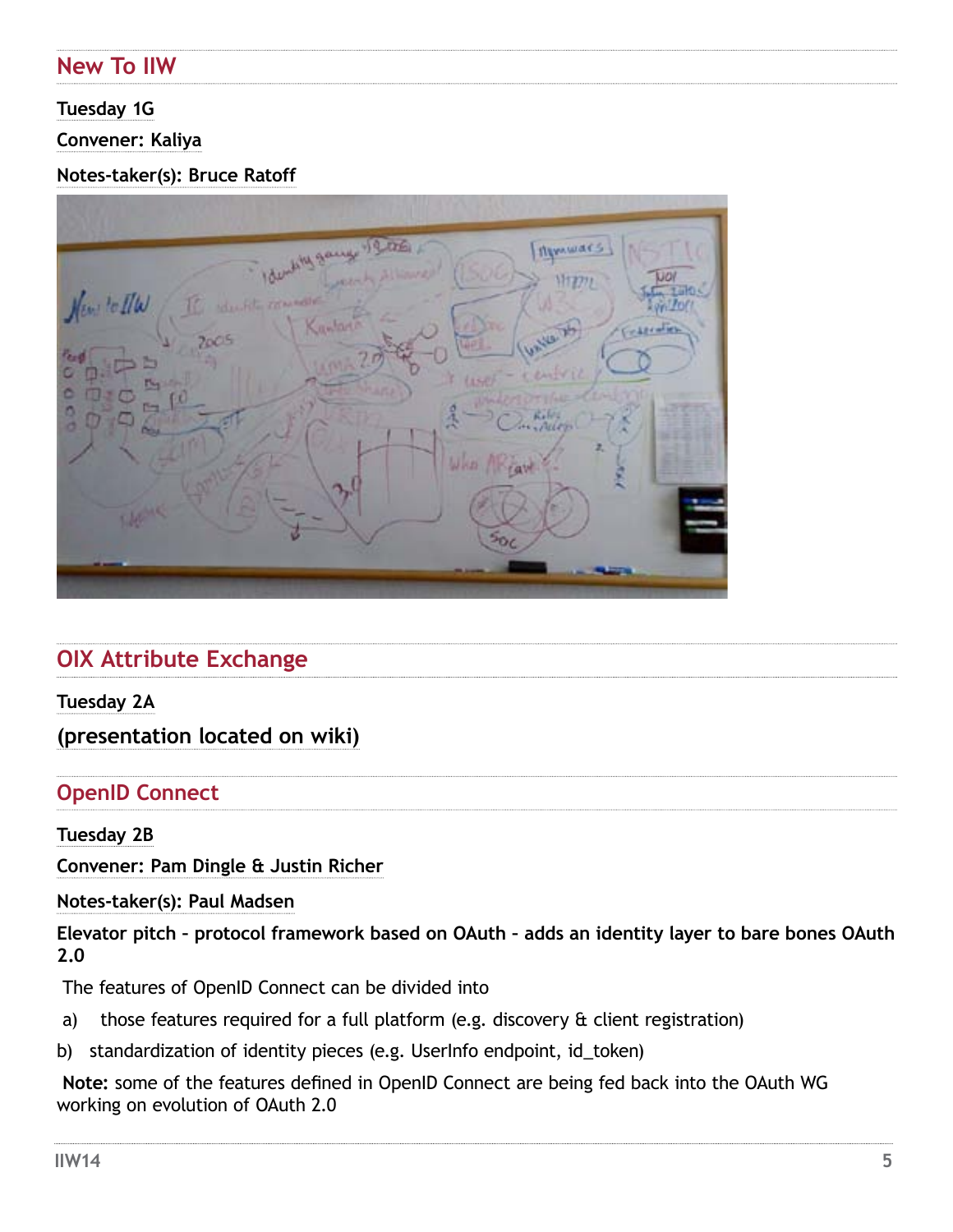## New To IIW

**Tuesday 1G**

**Convener: Kaliya**

**Notes-taker(s): Bruce Ratoff**

## OIX Attribute Exchange

**Tuesday 2A**

**(presentation located on wiki)**

## OpenID Connect

**Tuesday 2B**

**Convener: Pam Dingle & Justin Richer**

**Notes-taker(s): Paul Madsen**

**Elevator pitch – protocol framework based on OAuth – adds an identity layer to bare bones OAuth 2.0**

The features of OpenID Connect can be divided into

a) those features required for a full platform (e.g. discovery & client registration)

b) standardization of identity pieces (e.g. UserInfo endpoint, id_token)

**Note:** some of the features defined in OpenID Connect are being fed back into the OAuth WG working on evolution of OAuth 2.0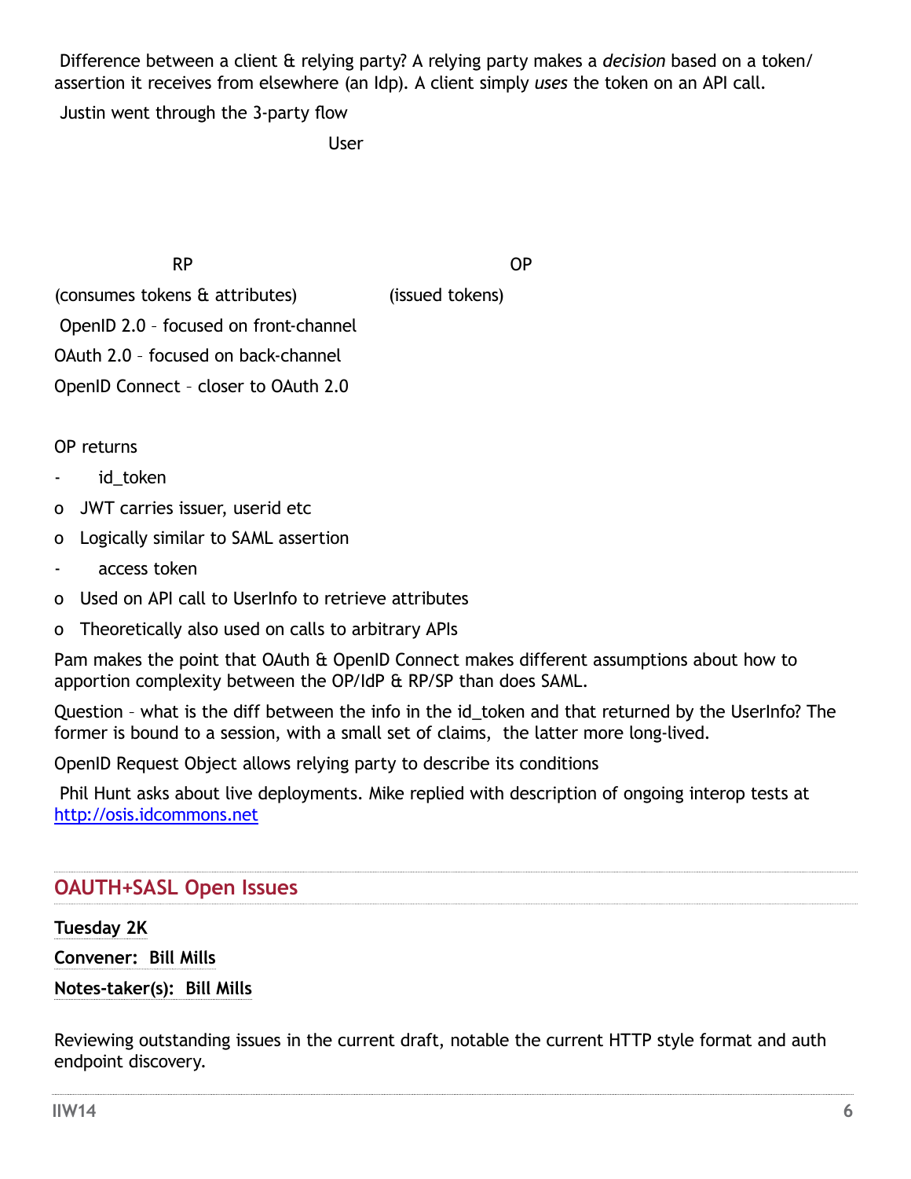Difference between a client & relying party? A relying party makes a *decision* based on a token/ assertion it receives from elsewhere (an Idp). A client simply *uses* the token on an API call.

Justin went through the 3-party flow

User

RP

OP

(consumes tokens & attributes)

(issued tokens)

OpenID 2.0 – focused on front-channel

OAuth 2.0 – focused on back-channel

OpenID Connect – closer to OAuth 2.0

OP returns

- id_token
  - o JWT carries issuer, userid etc
  - o Logically similar to SAML assertion
- access token
  - o Used on API call to UserInfo to retrieve attributes
  - o Theoretically also used on calls to arbitrary APIs

Pam makes the point that OAuth & OpenID Connect makes different assumptions about how to apportion complexity between the OP/IdP & RP/SP than does SAML.

Question – what is the diff between the info in the id_token and that returned by the UserInfo? The former is bound to a session, with a small set of claims, the latter more long-lived.

OpenID Request Object allows relying party to describe its conditions

Phil Hunt asks about live deployments. Mike replied with description of ongoing interop tests at http://osis.idcommons.net

## OAUTH+SASL Open Issues

**Tuesday 2K**

**Convener: Bill Mills**

**Notes-taker(s): Bill Mills**

Reviewing outstanding issues in the current draft, notable the current HTTP style format and auth endpoint discovery.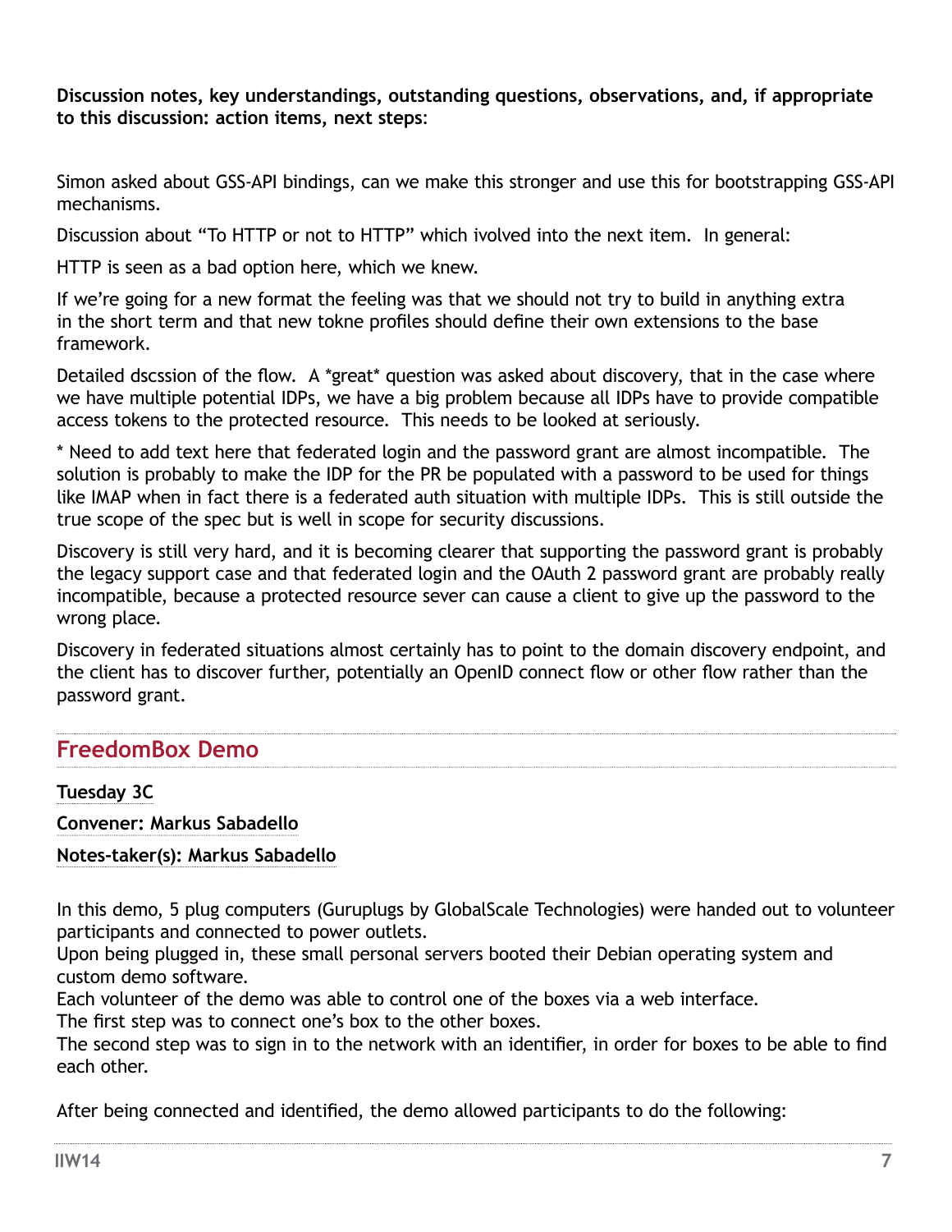**Discussion notes, key understandings, outstanding questions, observations, and, if appropriate to this discussion: action items, next steps**:

Simon asked about GSS-API bindings, can we make this stronger and use this for bootstrapping GSS-API mechanisms.

Discussion about "To HTTP or not to HTTP" which ivolved into the next item. In general:

HTTP is seen as a bad option here, which we knew.

If we're going for a new format the feeling was that we should not try to build in anything extra in the short term and that new tokne profiles should define their own extensions to the base framework.

Detailed dscssion of the flow. A *great* question was asked about discovery, that in the case where we have multiple potential IDPs, we have a big problem because all IDPs have to provide compatible access tokens to the protected resource. This needs to be looked at seriously.

* Need to add text here that federated login and the password grant are almost incompatible. The solution is probably to make the IDP for the PR be populated with a password to be used for things like IMAP when in fact there is a federated auth situation with multiple IDPs. This is still outside the true scope of the spec but is well in scope for security discussions.

Discovery is still very hard, and it is becoming clearer that supporting the password grant is probably the legacy support case and that federated login and the OAuth 2 password grant are probably really incompatible, because a protected resource sever can cause a client to give up the password to the wrong place.

Discovery in federated situations almost certainly has to point to the domain discovery endpoint, and the client has to discover further, potentially an OpenID connect flow or other flow rather than the password grant.

## FreedomBox Demo

**Tuesday 3C**

**Convener: Markus Sabadello**

**Notes-taker(s): Markus Sabadello**

In this demo, 5 plug computers (Guruplugs by GlobalScale Technologies) were handed out to volunteer participants and connected to power outlets.
Upon being plugged in, these small personal servers booted their Debian operating system and custom demo software.
Each volunteer of the demo was able to control one of the boxes via a web interface.
The first step was to connect one's box to the other boxes.
The second step was to sign in to the network with an identifier, in order for boxes to be able to find each other.

After being connected and identified, the demo allowed participants to do the following: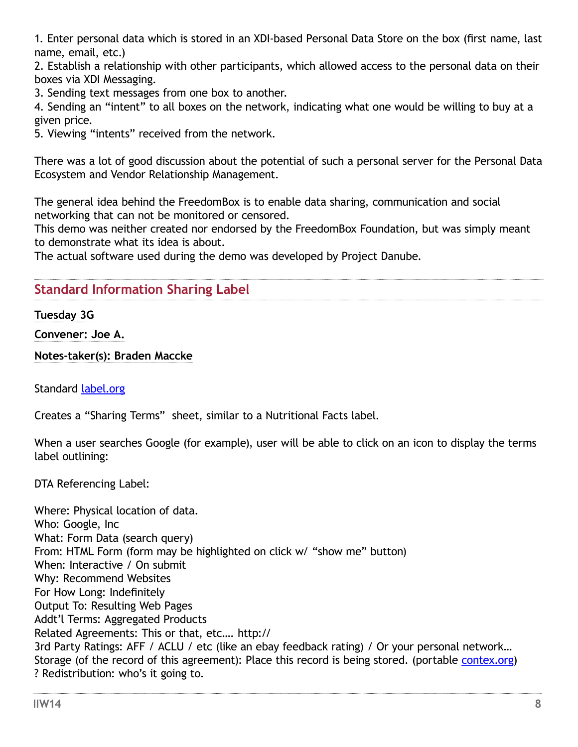1. Enter personal data which is stored in an XDI-based Personal Data Store on the box (first name, last name, email, etc.)
2. Establish a relationship with other participants, which allowed access to the personal data on their boxes via XDI Messaging.
3. Sending text messages from one box to another.
4. Sending an "intent" to all boxes on the network, indicating what one would be willing to buy at a given price.
5. Viewing "intents" received from the network.

There was a lot of good discussion about the potential of such a personal server for the Personal Data Ecosystem and Vendor Relationship Management.

The general idea behind the FreedomBox is to enable data sharing, communication and social networking that can not be monitored or censored.
This demo was neither created nor endorsed by the FreedomBox Foundation, but was simply meant to demonstrate what its idea is about.
The actual software used during the demo was developed by Project Danube.

## Standard Information Sharing Label

**Tuesday 3G**

**Convener: Joe A.**

**Notes-taker(s): Braden Maccke**

Standard [label.org](label.org)

Creates a "Sharing Terms" sheet, similar to a Nutritional Facts label.

When a user searches Google (for example), user will be able to click on an icon to display the terms label outlining:

DTA Referencing Label:

Where: Physical location of data.
Who: Google, Inc
What: Form Data (search query)
From: HTML Form (form may be highlighted on click w/ "show me" button)
When: Interactive / On submit
Why: Recommend Websites
For How Long: Indefinitely
Output To: Resulting Web Pages
Addt'l Terms: Aggregated Products
Related Agreements: This or that, etc…. http://
3rd Party Ratings: AFF / ACLU / etc (like an ebay feedback rating) / Or your personal network…
Storage (of the record of this agreement): Place this record is being stored. (portable [contex.org](contex.org))
? Redistribution: who's it going to.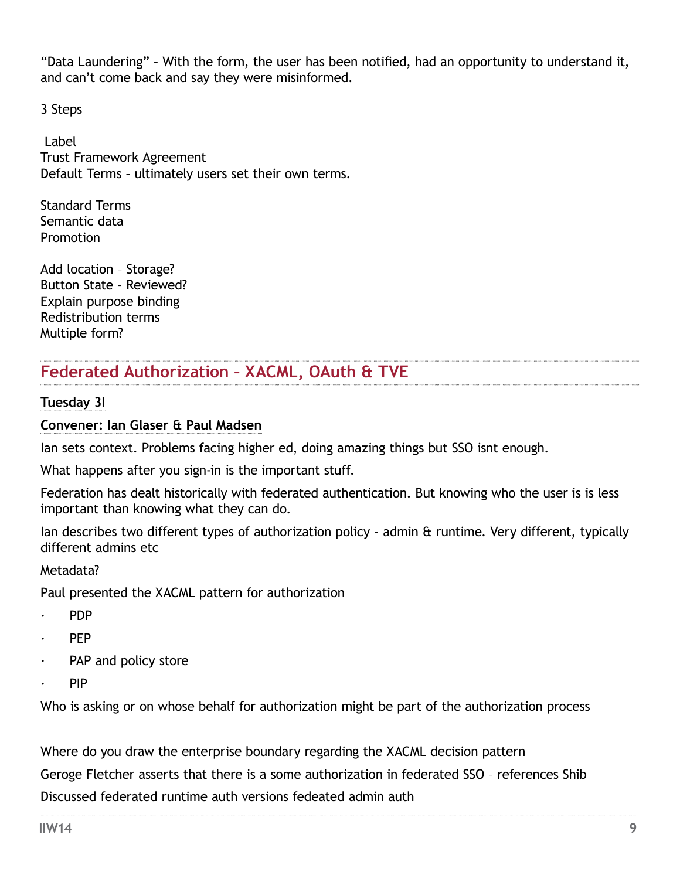"Data Laundering" – With the form, the user has been notified, had an opportunity to understand it, and can't come back and say they were misinformed.

3 Steps

Label
Trust Framework Agreement
Default Terms – ultimately users set their own terms.

Standard Terms
Semantic data
Promotion

Add location – Storage?
Button State – Reviewed?
Explain purpose binding
Redistribution terms
Multiple form?

## Federated Authorization – XACML, OAuth & TVE

**Tuesday 3I**

**Convener: Ian Glaser & Paul Madsen**

Ian sets context. Problems facing higher ed, doing amazing things but SSO isnt enough.

What happens after you sign-in is the important stuff.

Federation has dealt historically with federated authentication. But knowing who the user is is less important than knowing what they can do.

Ian describes two different types of authorization policy – admin & runtime. Very different, typically different admins etc

Metadata?

Paul presented the XACML pattern for authorization

- PDP
- PEP
- PAP and policy store
- PIP

Who is asking or on whose behalf for authorization might be part of the authorization process

Where do you draw the enterprise boundary regarding the XACML decision pattern

Geroge Fletcher asserts that there is a some authorization in federated SSO – references Shib

Discussed federated runtime auth versions fedeated admin auth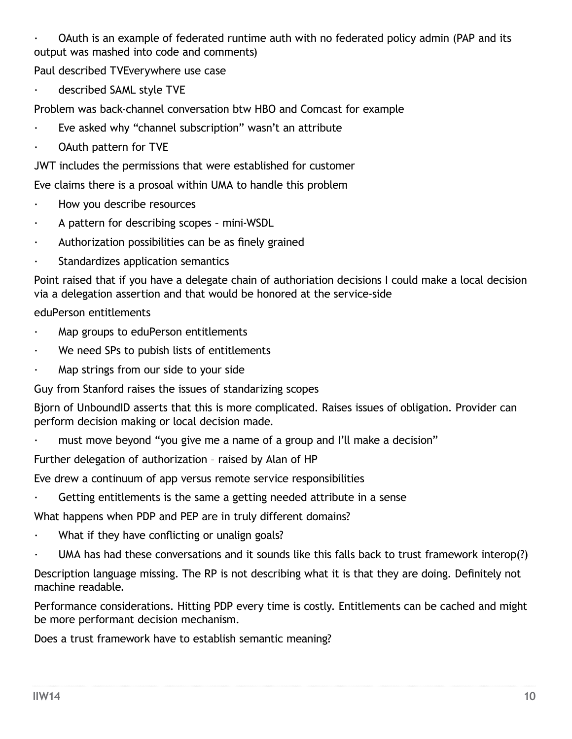- OAuth is an example of federated runtime auth with no federated policy admin (PAP and its output was mashed into code and comments)

Paul described TVEverywhere use case

- described SAML style TVE

Problem was back-channel conversation btw HBO and Comcast for example

- Eve asked why "channel subscription" wasn't an attribute
- OAuth pattern for TVE

JWT includes the permissions that were established for customer

Eve claims there is a prosoal within UMA to handle this problem

- How you describe resources
- A pattern for describing scopes – mini-WSDL
- Authorization possibilities can be as finely grained
- Standardizes application semantics

Point raised that if you have a delegate chain of authoriation decisions I could make a local decision via a delegation assertion and that would be honored at the service-side

eduPerson entitlements

- Map groups to eduPerson entitlements
- We need SPs to pubish lists of entitlements
- Map strings from our side to your side

Guy from Stanford raises the issues of standarizing scopes

Bjorn of UnboundID asserts that this is more complicated. Raises issues of obligation. Provider can perform decision making or local decision made.

- must move beyond "you give me a name of a group and I'll make a decision"

Further delegation of authorization – raised by Alan of HP

Eve drew a continuum of app versus remote service responsibilities

- Getting entitlements is the same a getting needed attribute in a sense

What happens when PDP and PEP are in truly different domains?

- What if they have conflicting or unalign goals?
- UMA has had these conversations and it sounds like this falls back to trust framework interop(?)

Description language missing. The RP is not describing what it is that they are doing. Definitely not machine readable.

Performance considerations. Hitting PDP every time is costly. Entitlements can be cached and might be more performant decision mechanism.

Does a trust framework have to establish semantic meaning?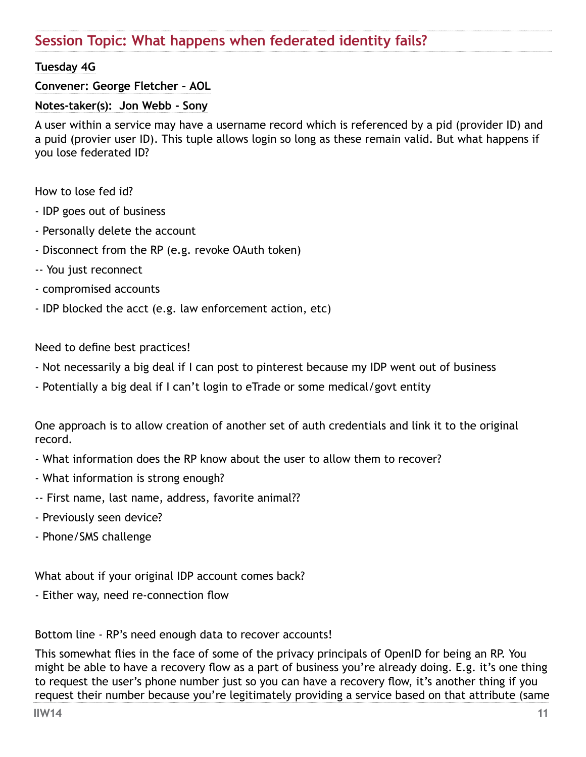## Session Topic: What happens when federated identity fails?

**Tuesday 4G**

**Convener: George Fletcher – AOL**

**Notes-taker(s): Jon Webb - Sony**

A user within a service may have a username record which is referenced by a pid (provider ID) and a puid (provier user ID). This tuple allows login so long as these remain valid. But what happens if you lose federated ID?

How to lose fed id?

- IDP goes out of business
- Personally delete the account
- Disconnect from the RP (e.g. revoke OAuth token)
-- You just reconnect
- compromised accounts
- IDP blocked the acct (e.g. law enforcement action, etc)

Need to define best practices!

- Not necessarily a big deal if I can post to pinterest because my IDP went out of business
- Potentially a big deal if I can't login to eTrade or some medical/govt entity

One approach is to allow creation of another set of auth credentials and link it to the original record.

- What information does the RP know about the user to allow them to recover?
- What information is strong enough?
-- First name, last name, address, favorite animal??
- Previously seen device?
- Phone/SMS challenge

What about if your original IDP account comes back?

- Either way, need re-connection flow

Bottom line - RP's need enough data to recover accounts!

This somewhat flies in the face of some of the privacy principals of OpenID for being an RP. You might be able to have a recovery flow as a part of business you're already doing. E.g. it's one thing to request the user's phone number just so you can have a recovery flow, it's another thing if you request their number because you're legitimately providing a service based on that attribute (same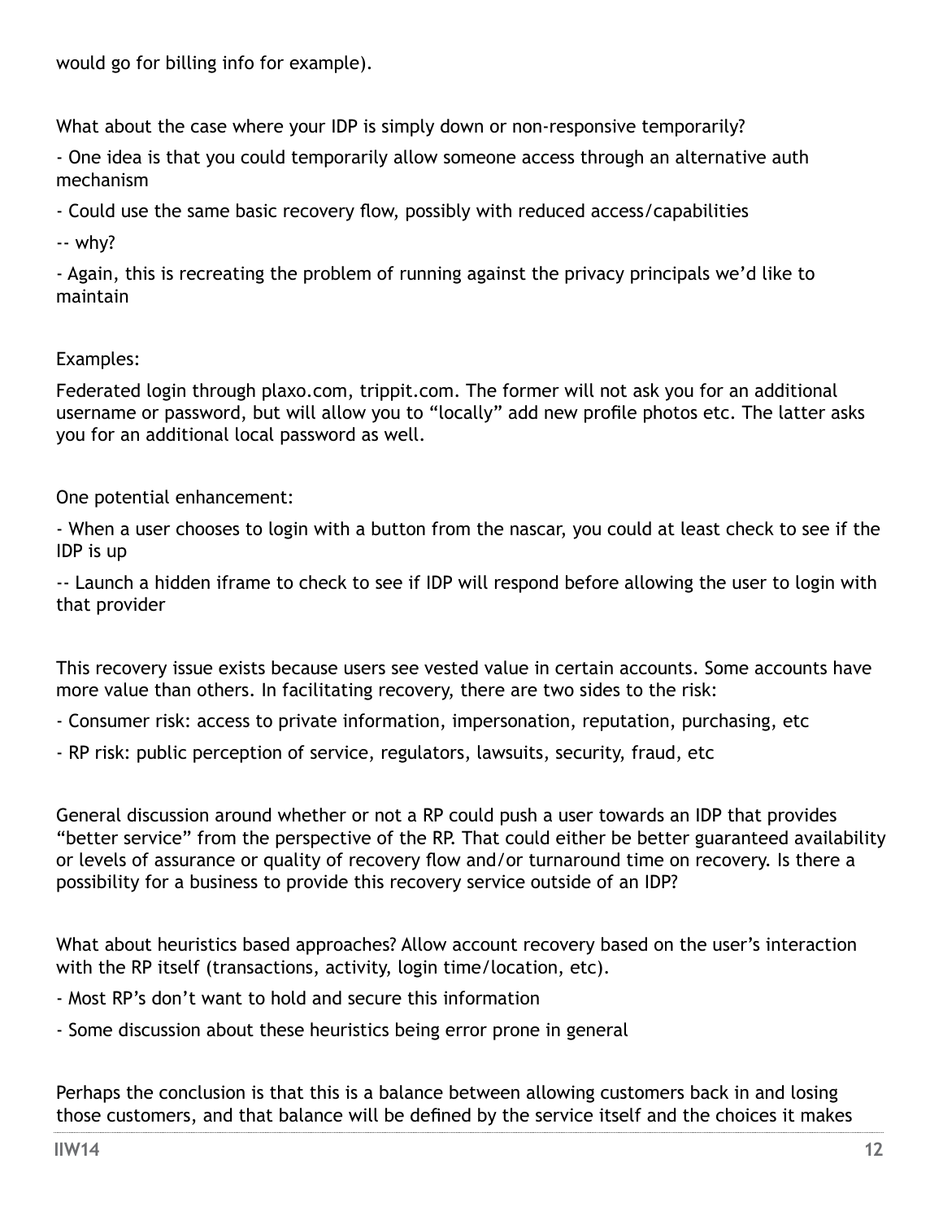would go for billing info for example).

What about the case where your IDP is simply down or non-responsive temporarily?

- One idea is that you could temporarily allow someone access through an alternative auth mechanism
- Could use the same basic recovery flow, possibly with reduced access/capabilities

-- why?

- Again, this is recreating the problem of running against the privacy principals we'd like to maintain

Examples:

Federated login through plaxo.com, trippit.com. The former will not ask you for an additional username or password, but will allow you to "locally" add new profile photos etc. The latter asks you for an additional local password as well.

One potential enhancement:

- When a user chooses to login with a button from the nascar, you could at least check to see if the IDP is up

-- Launch a hidden iframe to check to see if IDP will respond before allowing the user to login with that provider

This recovery issue exists because users see vested value in certain accounts. Some accounts have more value than others. In facilitating recovery, there are two sides to the risk:

- Consumer risk: access to private information, impersonation, reputation, purchasing, etc
- RP risk: public perception of service, regulators, lawsuits, security, fraud, etc

General discussion around whether or not a RP could push a user towards an IDP that provides "better service" from the perspective of the RP. That could either be better guaranteed availability or levels of assurance or quality of recovery flow and/or turnaround time on recovery. Is there a possibility for a business to provide this recovery service outside of an IDP?

What about heuristics based approaches? Allow account recovery based on the user's interaction with the RP itself (transactions, activity, login time/location, etc).

- Most RP's don't want to hold and secure this information
- Some discussion about these heuristics being error prone in general

Perhaps the conclusion is that this is a balance between allowing customers back in and losing those customers, and that balance will be defined by the service itself and the choices it makes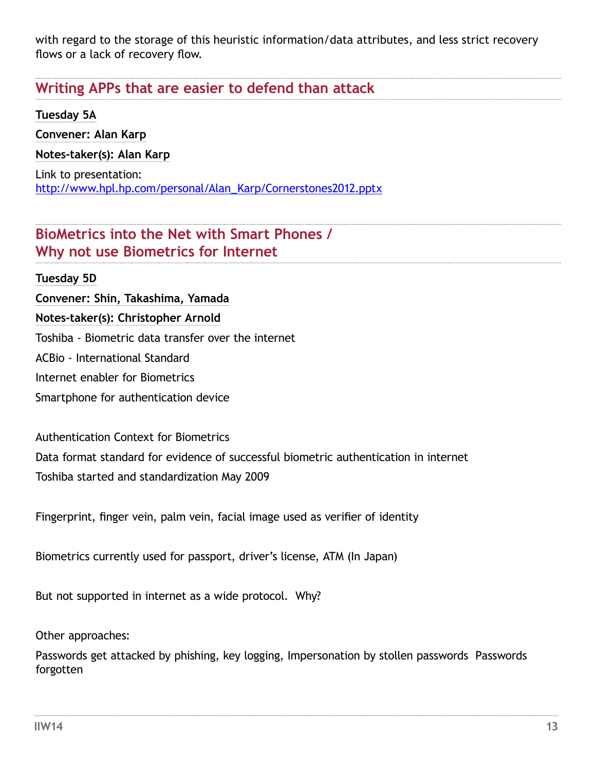with regard to the storage of this heuristic information/data attributes, and less strict recovery flows or a lack of recovery flow.

## Writing APPs that are easier to defend than attack

**Tuesday 5A**

**Convener: Alan Karp**

**Notes-taker(s): Alan Karp**

Link to presentation:
http://www.hpl.hp.com/personal/Alan_Karp/Cornerstones2012.pptx

## BioMetrics into the Net with Smart Phones / Why not use Biometrics for Internet

**Tuesday 5D**

**Convener: Shin, Takashima, Yamada**

**Notes-taker(s): Christopher Arnold**

Toshiba - Biometric data transfer over the internet

ACBio - International Standard

Internet enabler for Biometrics

Smartphone for authentication device

Authentication Context for Biometrics

Data format standard for evidence of successful biometric authentication in internet

Toshiba started and standardization May 2009

Fingerprint, finger vein, palm vein, facial image used as verifier of identity

Biometrics currently used for passport, driver's license, ATM (In Japan)

But not supported in internet as a wide protocol. Why?

Other approaches:

Passwords get attacked by phishing, key logging, Impersonation by stollen passwords Passwords forgotten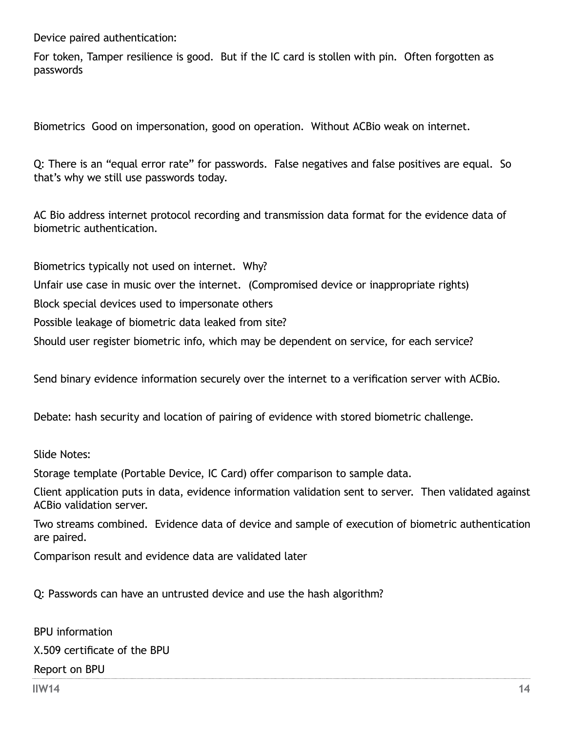Device paired authentication:

For token, Tamper resilience is good. But if the IC card is stollen with pin. Often forgotten as passwords

Biometrics Good on impersonation, good on operation. Without ACBio weak on internet.

Q: There is an “equal error rate” for passwords. False negatives and false positives are equal. So that’s why we still use passwords today.

AC Bio address internet protocol recording and transmission data format for the evidence data of biometric authentication.

Biometrics typically not used on internet. Why?

Unfair use case in music over the internet. (Compromised device or inappropriate rights)

Block special devices used to impersonate others

Possible leakage of biometric data leaked from site?

Should user register biometric info, which may be dependent on service, for each service?

Send binary evidence information securely over the internet to a verification server with ACBio.

Debate: hash security and location of pairing of evidence with stored biometric challenge.

Slide Notes:

Storage template (Portable Device, IC Card) offer comparison to sample data.

Client application puts in data, evidence information validation sent to server. Then validated against ACBio validation server.

Two streams combined. Evidence data of device and sample of execution of biometric authentication are paired.

Comparison result and evidence data are validated later

Q: Passwords can have an untrusted device and use the hash algorithm?

BPU information

X.509 certificate of the BPU

Report on BPU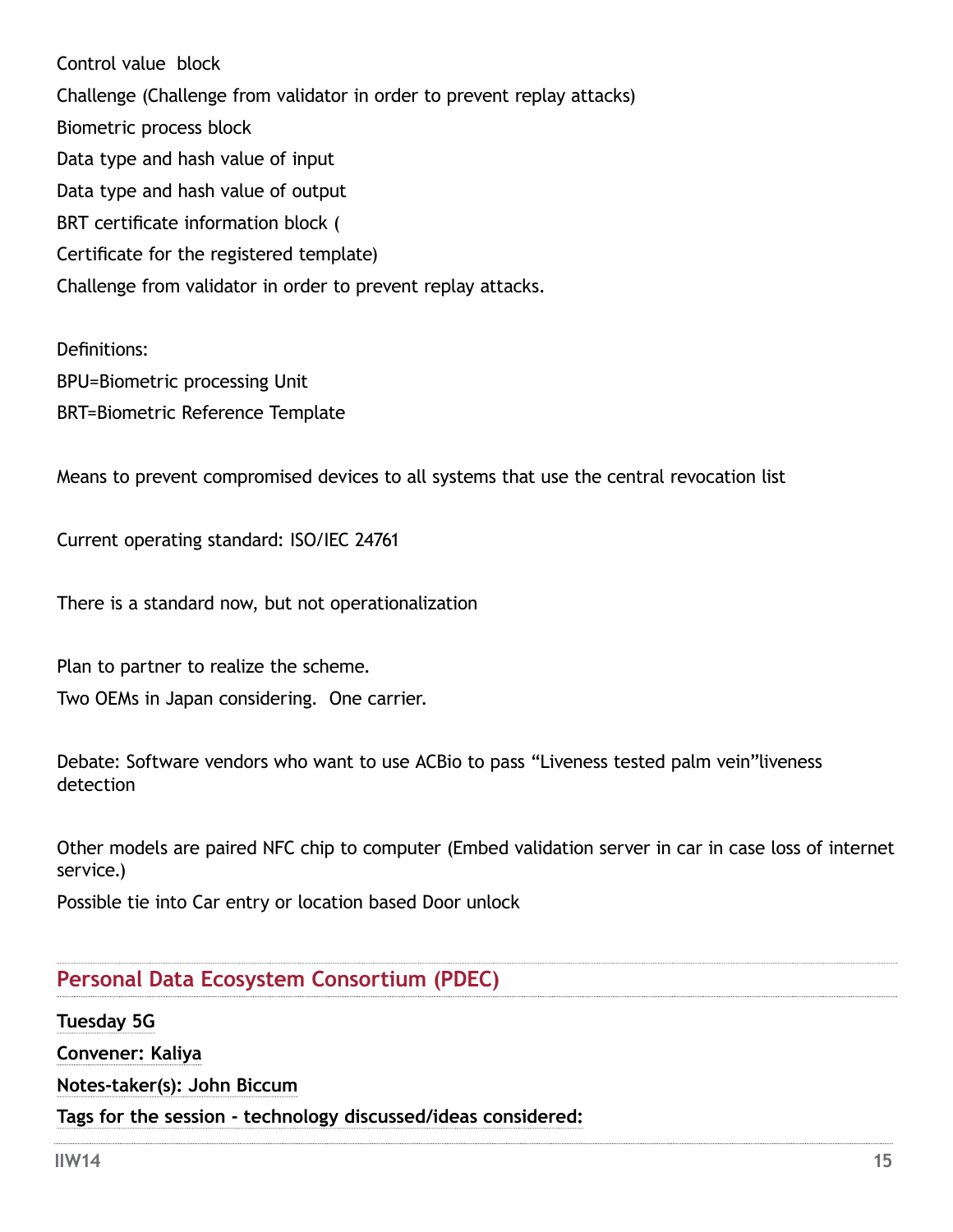Control value  block

Challenge (Challenge from validator in order to prevent replay attacks)

Biometric process block

Data type and hash value of input

Data type and hash value of output

BRT certificate information block (

Certificate for the registered template)

Challenge from validator in order to prevent replay attacks.

Definitions:

BPU=Biometric processing Unit

BRT=Biometric Reference Template

Means to prevent compromised devices to all systems that use the central revocation list

Current operating standard: ISO/IEC 24761

There is a standard now, but not operationalization

Plan to partner to realize the scheme.

Two OEMs in Japan considering.  One carrier.

Debate: Software vendors who want to use ACBio to pass "Liveness tested palm vein"liveness detection

Other models are paired NFC chip to computer (Embed validation server in car in case loss of internet service.)

Possible tie into Car entry or location based Door unlock

## Personal Data Ecosystem Consortium (PDEC)

**Tuesday 5G**

**Convener: Kaliya**

**Notes-taker(s): John Biccum**

**Tags for the session - technology discussed/ideas considered:**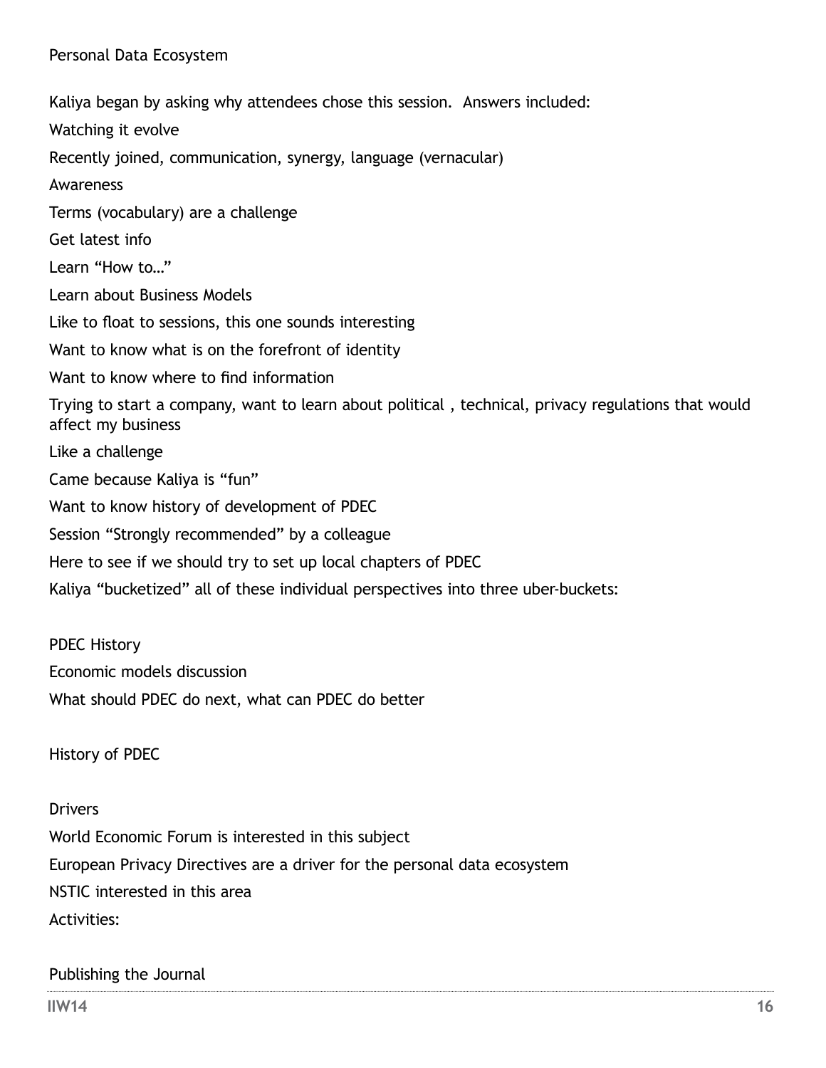## Personal Data Ecosystem

Kaliya began by asking why attendees chose this session.  Answers included:

Watching it evolve

Recently joined, communication, synergy, language (vernacular)

Awareness

Terms (vocabulary) are a challenge

Get latest info

Learn "How to…"

Learn about Business Models

Like to float to sessions, this one sounds interesting

Want to know what is on the forefront of identity

Want to know where to find information

Trying to start a company, want to learn about political , technical, privacy regulations that would affect my business

Like a challenge

Came because Kaliya is "fun"

Want to know history of development of PDEC

Session "Strongly recommended" by a colleague

Here to see if we should try to set up local chapters of PDEC

Kaliya "bucketized" all of these individual perspectives into three uber-buckets:

PDEC History

Economic models discussion

What should PDEC do next, what can PDEC do better

### History of PDEC

Drivers

World Economic Forum is interested in this subject

European Privacy Directives are a driver for the personal data ecosystem

NSTIC interested in this area

Activities:

Publishing the Journal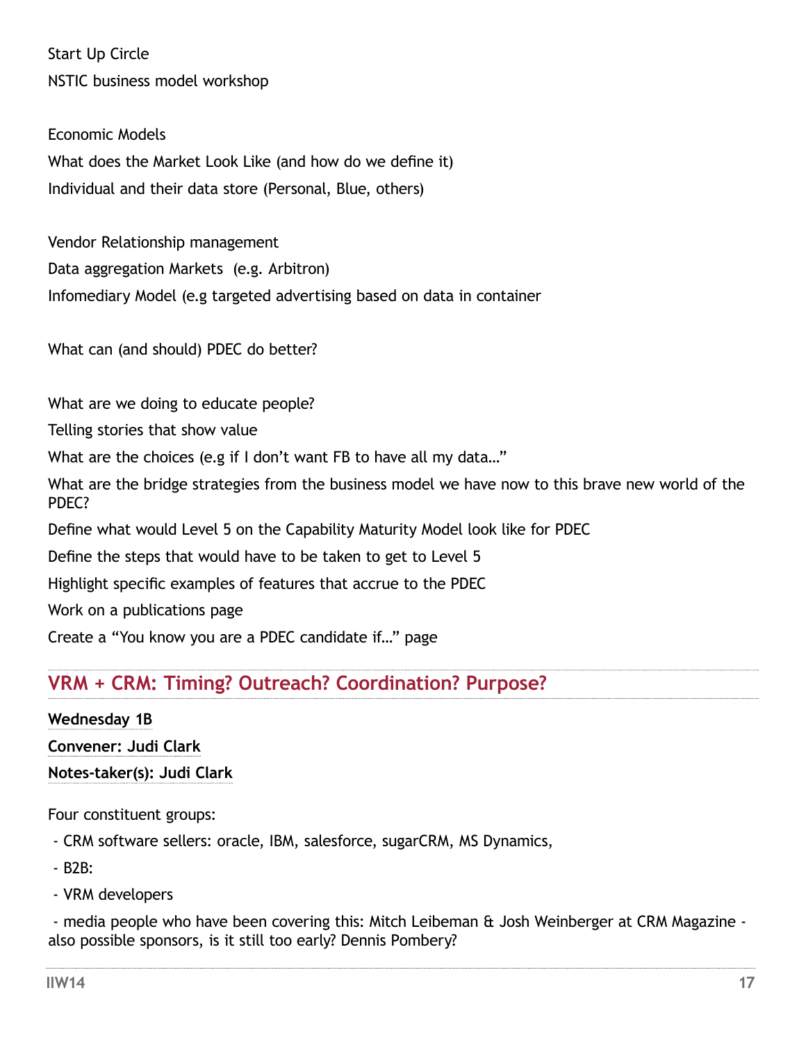Start Up Circle

NSTIC business model workshop

Economic Models

What does the Market Look Like (and how do we define it)

Individual and their data store (Personal, Blue, others)

Vendor Relationship management

Data aggregation Markets  (e.g. Arbitron)

Infomediary Model (e.g targeted advertising based on data in container

What can (and should) PDEC do better?

What are we doing to educate people?

Telling stories that show value

What are the choices (e.g if I don't want FB to have all my data…"

What are the bridge strategies from the business model we have now to this brave new world of the PDEC?

Define what would Level 5 on the Capability Maturity Model look like for PDEC

Define the steps that would have to be taken to get to Level 5

Highlight specific examples of features that accrue to the PDEC

Work on a publications page

Create a "You know you are a PDEC candidate if…" page

## VRM + CRM: Timing? Outreach? Coordination? Purpose?

**Wednesday 1B**

**Convener: Judi Clark**

**Notes-taker(s): Judi Clark**

Four constituent groups:

- CRM software sellers: oracle, IBM, salesforce, sugarCRM, MS Dynamics,
- B2B:
- VRM developers
- media people who have been covering this: Mitch Leibeman & Josh Weinberger at CRM Magazine - also possible sponsors, is it still too early? Dennis Pombery?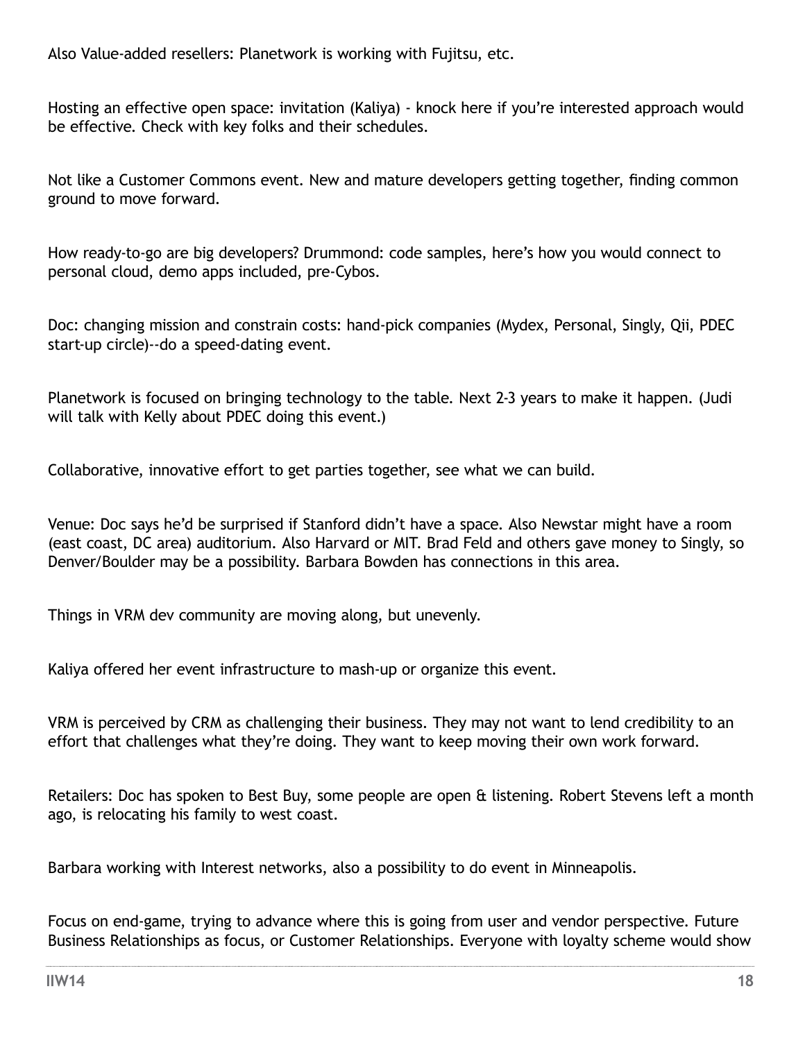Also Value-added resellers: Planetwork is working with Fujitsu, etc.

Hosting an effective open space: invitation (Kaliya) - knock here if you're interested approach would be effective. Check with key folks and their schedules.

Not like a Customer Commons event. New and mature developers getting together, finding common ground to move forward.

How ready-to-go are big developers? Drummond: code samples, here's how you would connect to personal cloud, demo apps included, pre-Cybos.

Doc: changing mission and constrain costs: hand-pick companies (Mydex, Personal, Singly, Qii, PDEC start-up circle)--do a speed-dating event.

Planetwork is focused on bringing technology to the table. Next 2-3 years to make it happen. (Judi will talk with Kelly about PDEC doing this event.)

Collaborative, innovative effort to get parties together, see what we can build.

Venue: Doc says he'd be surprised if Stanford didn't have a space. Also Newstar might have a room (east coast, DC area) auditorium. Also Harvard or MIT. Brad Feld and others gave money to Singly, so Denver/Boulder may be a possibility. Barbara Bowden has connections in this area.

Things in VRM dev community are moving along, but unevenly.

Kaliya offered her event infrastructure to mash-up or organize this event.

VRM is perceived by CRM as challenging their business. They may not want to lend credibility to an effort that challenges what they're doing. They want to keep moving their own work forward.

Retailers: Doc has spoken to Best Buy, some people are open & listening. Robert Stevens left a month ago, is relocating his family to west coast.

Barbara working with Interest networks, also a possibility to do event in Minneapolis.

Focus on end-game, trying to advance where this is going from user and vendor perspective. Future Business Relationships as focus, or Customer Relationships. Everyone with loyalty scheme would show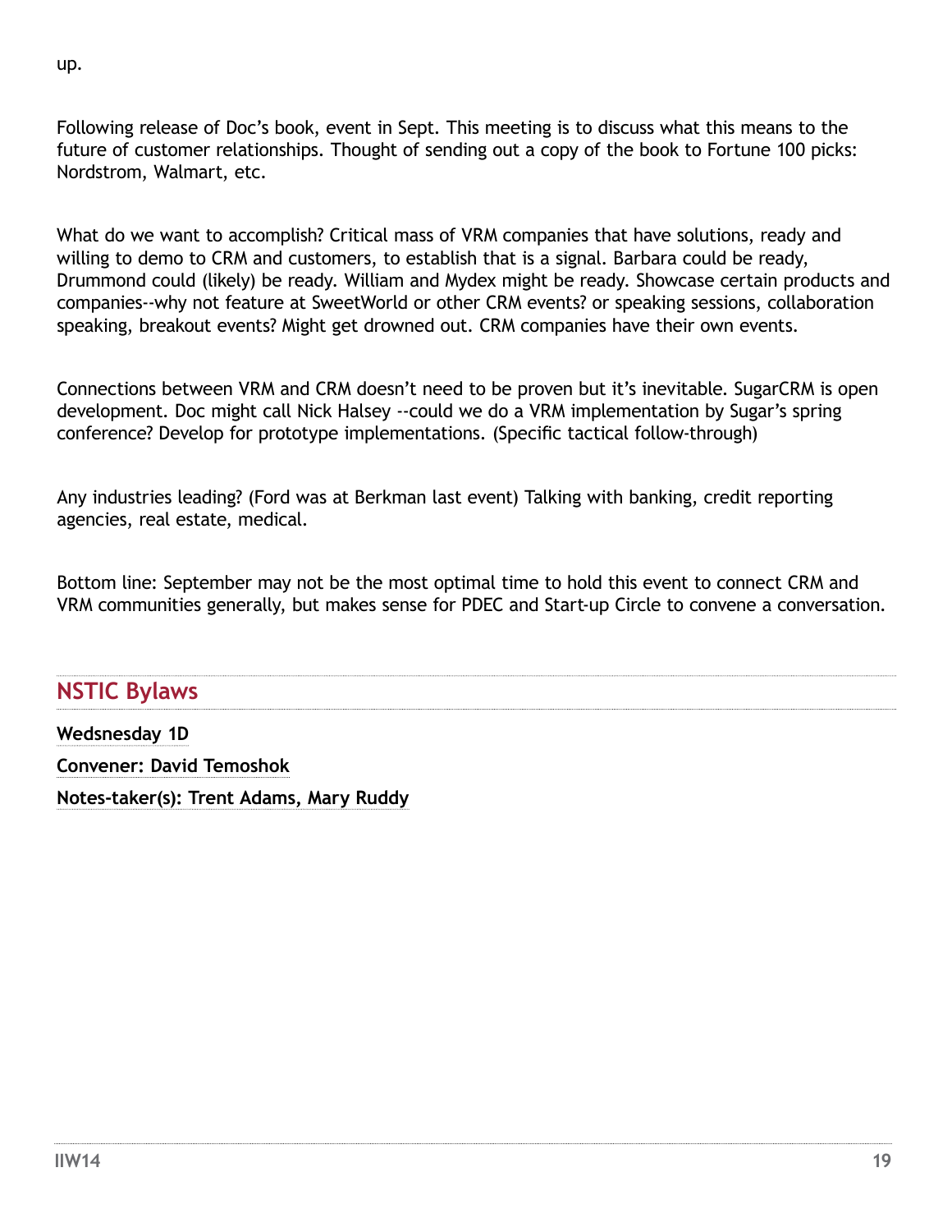up.

Following release of Doc's book, event in Sept. This meeting is to discuss what this means to the future of customer relationships. Thought of sending out a copy of the book to Fortune 100 picks: Nordstrom, Walmart, etc.

What do we want to accomplish? Critical mass of VRM companies that have solutions, ready and willing to demo to CRM and customers, to establish that is a signal. Barbara could be ready, Drummond could (likely) be ready. William and Mydex might be ready. Showcase certain products and companies--why not feature at SweetWorld or other CRM events? or speaking sessions, collaboration speaking, breakout events? Might get drowned out. CRM companies have their own events.

Connections between VRM and CRM doesn't need to be proven but it's inevitable. SugarCRM is open development. Doc might call Nick Halsey --could we do a VRM implementation by Sugar's spring conference? Develop for prototype implementations. (Specific tactical follow-through)

Any industries leading? (Ford was at Berkman last event) Talking with banking, credit reporting agencies, real estate, medical.

Bottom line: September may not be the most optimal time to hold this event to connect CRM and VRM communities generally, but makes sense for PDEC and Start-up Circle to convene a conversation.

## NSTIC Bylaws

**Wedsnesday 1D**

**Convener: David Temoshok**

**Notes-taker(s): Trent Adams, Mary Ruddy**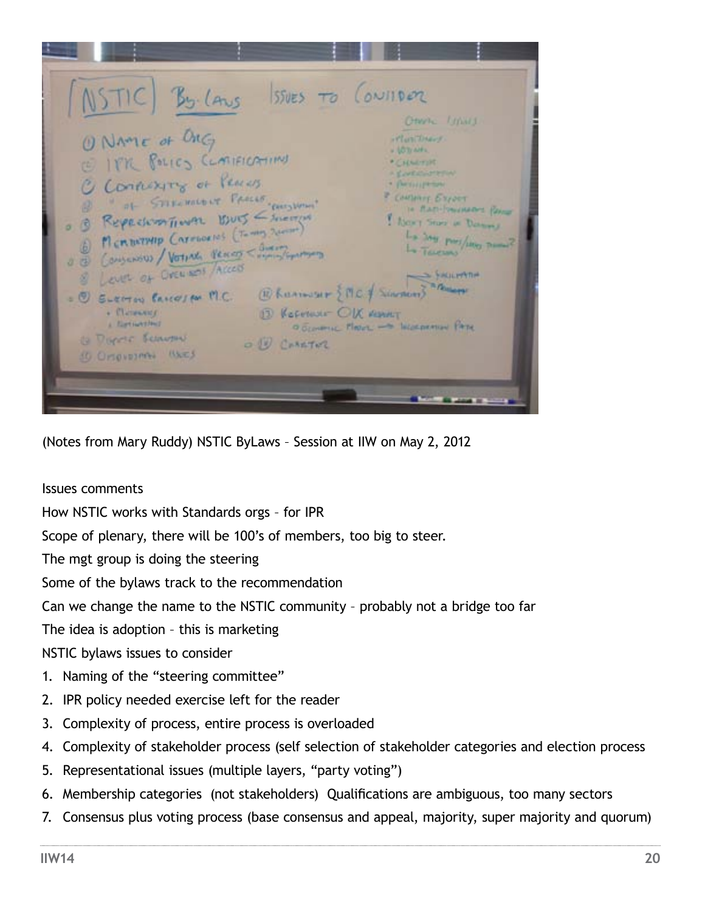(Notes from Mary Ruddy) NSTIC ByLaws – Session at IIW on May 2, 2012

Issues comments

How NSTIC works with Standards orgs – for IPR

Scope of plenary, there will be 100's of members, too big to steer.

The mgt group is doing the steering

Some of the bylaws track to the recommendation

Can we change the name to the NSTIC community – probably not a bridge too far

The idea is adoption – this is marketing

NSTIC bylaws issues to consider

1. Naming of the "steering committee"
2. IPR policy needed exercise left for the reader
3. Complexity of process, entire process is overloaded
4. Complexity of stakeholder process (self selection of stakeholder categories and election process
5. Representational issues (multiple layers, "party voting")
6. Membership categories (not stakeholders) Qualifications are ambiguous, too many sectors
7. Consensus plus voting process (base consensus and appeal, majority, super majority and quorum)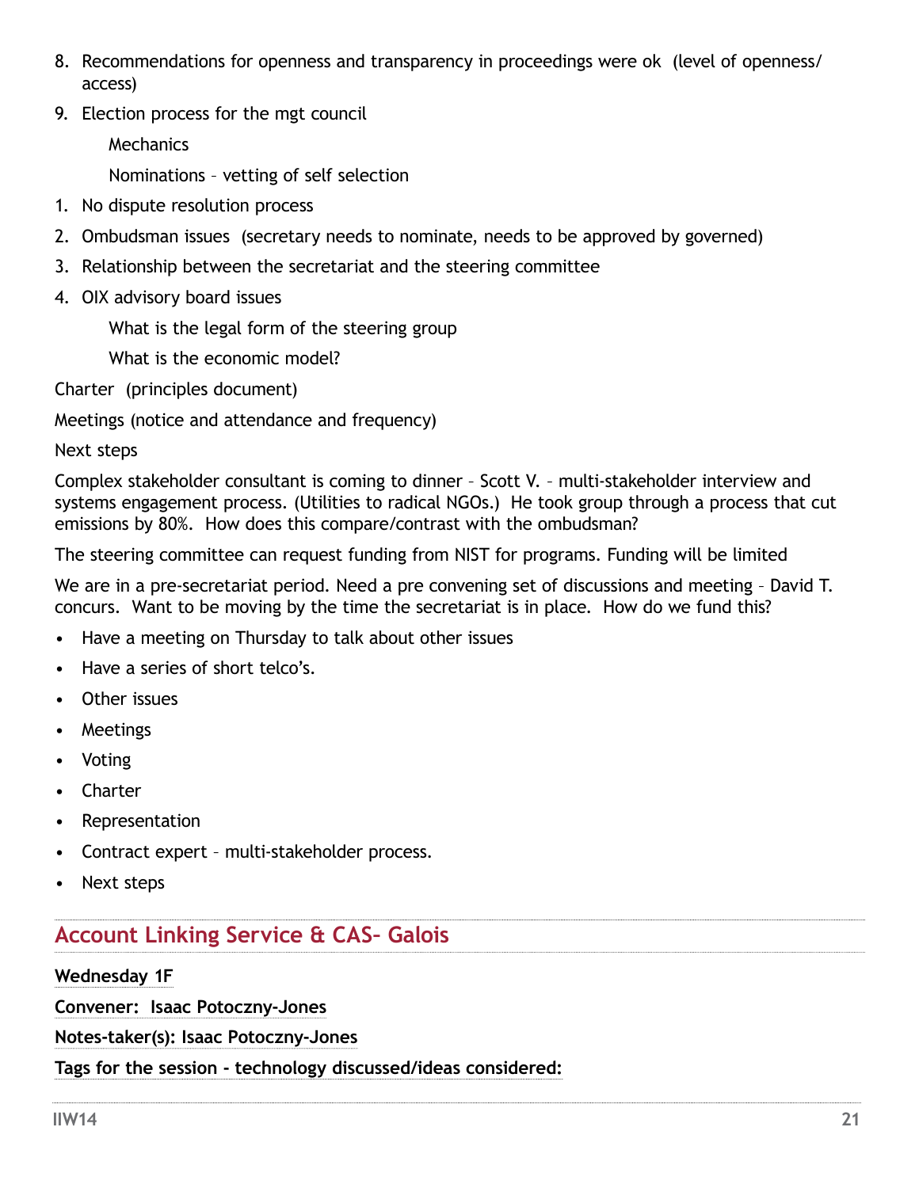8. Recommendations for openness and transparency in proceedings were ok (level of openness/ access)
9. Election process for the mgt council

   Mechanics

   Nominations – vetting of self selection

1. No dispute resolution process
2. Ombudsman issues (secretary needs to nominate, needs to be approved by governed)
3. Relationship between the secretariat and the steering committee
4. OIX advisory board issues

   What is the legal form of the steering group

   What is the economic model?

Charter (principles document)

Meetings (notice and attendance and frequency)

Next steps

Complex stakeholder consultant is coming to dinner – Scott V. – multi-stakeholder interview and systems engagement process. (Utilities to radical NGOs.) He took group through a process that cut emissions by 80%. How does this compare/contrast with the ombudsman?

The steering committee can request funding from NIST for programs. Funding will be limited

We are in a pre-secretariat period. Need a pre convening set of discussions and meeting – David T. concurs. Want to be moving by the time the secretariat is in place. How do we fund this?

- Have a meeting on Thursday to talk about other issues
- Have a series of short telco's.
- Other issues
- Meetings
- Voting
- Charter
- Representation
- Contract expert – multi-stakeholder process.
- Next steps

## Account Linking Service & CAS- Galois

**Wednesday 1F**

**Convener: Isaac Potoczny-Jones**

**Notes-taker(s): Isaac Potoczny-Jones**

**Tags for the session - technology discussed/ideas considered:**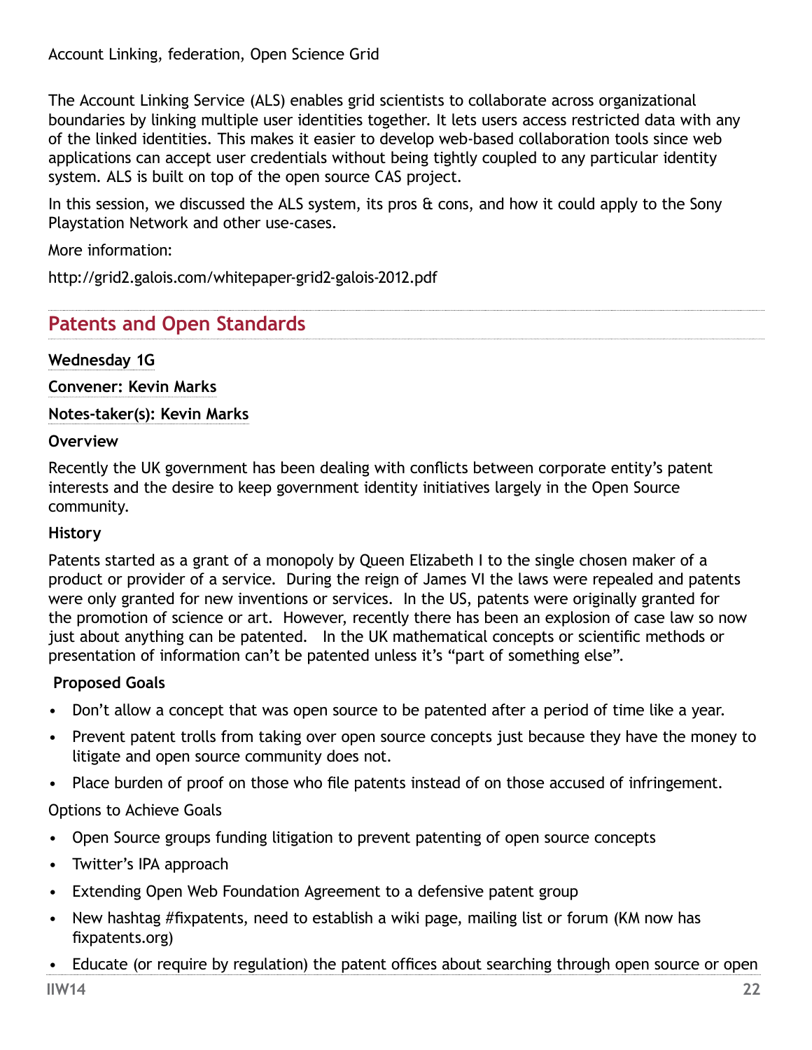Account Linking, federation, Open Science Grid

The Account Linking Service (ALS) enables grid scientists to collaborate across organizational boundaries by linking multiple user identities together. It lets users access restricted data with any of the linked identities. This makes it easier to develop web-based collaboration tools since web applications can accept user credentials without being tightly coupled to any particular identity system. ALS is built on top of the open source CAS project.

In this session, we discussed the ALS system, its pros & cons, and how it could apply to the Sony Playstation Network and other use-cases.

More information:

http://grid2.galois.com/whitepaper-grid2-galois-2012.pdf

## Patents and Open Standards

**Wednesday 1G**

**Convener: Kevin Marks**

**Notes-taker(s): Kevin Marks**

**Overview**

Recently the UK government has been dealing with conflicts between corporate entity's patent interests and the desire to keep government identity initiatives largely in the Open Source community.

**History**

Patents started as a grant of a monopoly by Queen Elizabeth I to the single chosen maker of a product or provider of a service. During the reign of James VI the laws were repealed and patents were only granted for new inventions or services. In the US, patents were originally granted for the promotion of science or art. However, recently there has been an explosion of case law so now just about anything can be patented. In the UK mathematical concepts or scientific methods or presentation of information can't be patented unless it's "part of something else".

**Proposed Goals**

- Don't allow a concept that was open source to be patented after a period of time like a year.
- Prevent patent trolls from taking over open source concepts just because they have the money to litigate and open source community does not.
- Place burden of proof on those who file patents instead of on those accused of infringement.

Options to Achieve Goals

- Open Source groups funding litigation to prevent patenting of open source concepts
- Twitter's IPA approach
- Extending Open Web Foundation Agreement to a defensive patent group
- New hashtag #fixpatents, need to establish a wiki page, mailing list or forum (KM now has fixpatents.org)
- Educate (or require by regulation) the patent offices about searching through open source or open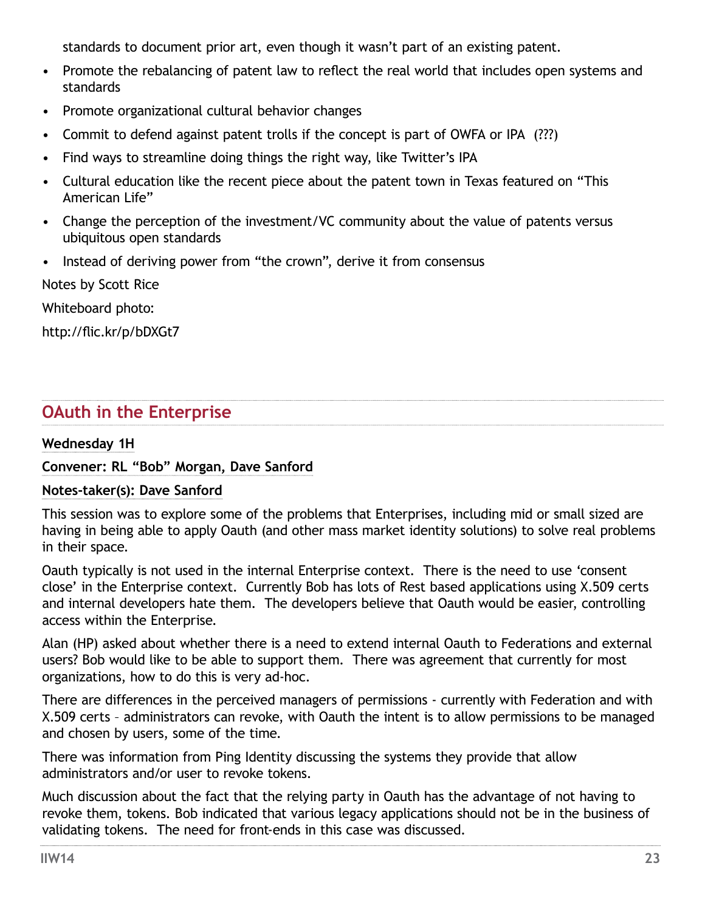standards to document prior art, even though it wasn't part of an existing patent.

- Promote the rebalancing of patent law to reflect the real world that includes open systems and standards
- Promote organizational cultural behavior changes
- Commit to defend against patent trolls if the concept is part of OWFA or IPA (???)
- Find ways to streamline doing things the right way, like Twitter's IPA
- Cultural education like the recent piece about the patent town in Texas featured on "This American Life"
- Change the perception of the investment/VC community about the value of patents versus ubiquitous open standards
- Instead of deriving power from "the crown", derive it from consensus

Notes by Scott Rice

Whiteboard photo:

http://flic.kr/p/bDXGt7

## OAuth in the Enterprise

**Wednesday 1H**

**Convener: RL "Bob" Morgan, Dave Sanford**

**Notes-taker(s): Dave Sanford**

This session was to explore some of the problems that Enterprises, including mid or small sized are having in being able to apply Oauth (and other mass market identity solutions) to solve real problems in their space.

Oauth typically is not used in the internal Enterprise context. There is the need to use 'consent close' in the Enterprise context. Currently Bob has lots of Rest based applications using X.509 certs and internal developers hate them. The developers believe that Oauth would be easier, controlling access within the Enterprise.

Alan (HP) asked about whether there is a need to extend internal Oauth to Federations and external users? Bob would like to be able to support them. There was agreement that currently for most organizations, how to do this is very ad-hoc.

There are differences in the perceived managers of permissions - currently with Federation and with X.509 certs – administrators can revoke, with Oauth the intent is to allow permissions to be managed and chosen by users, some of the time.

There was information from Ping Identity discussing the systems they provide that allow administrators and/or user to revoke tokens.

Much discussion about the fact that the relying party in Oauth has the advantage of not having to revoke them, tokens. Bob indicated that various legacy applications should not be in the business of validating tokens. The need for front-ends in this case was discussed.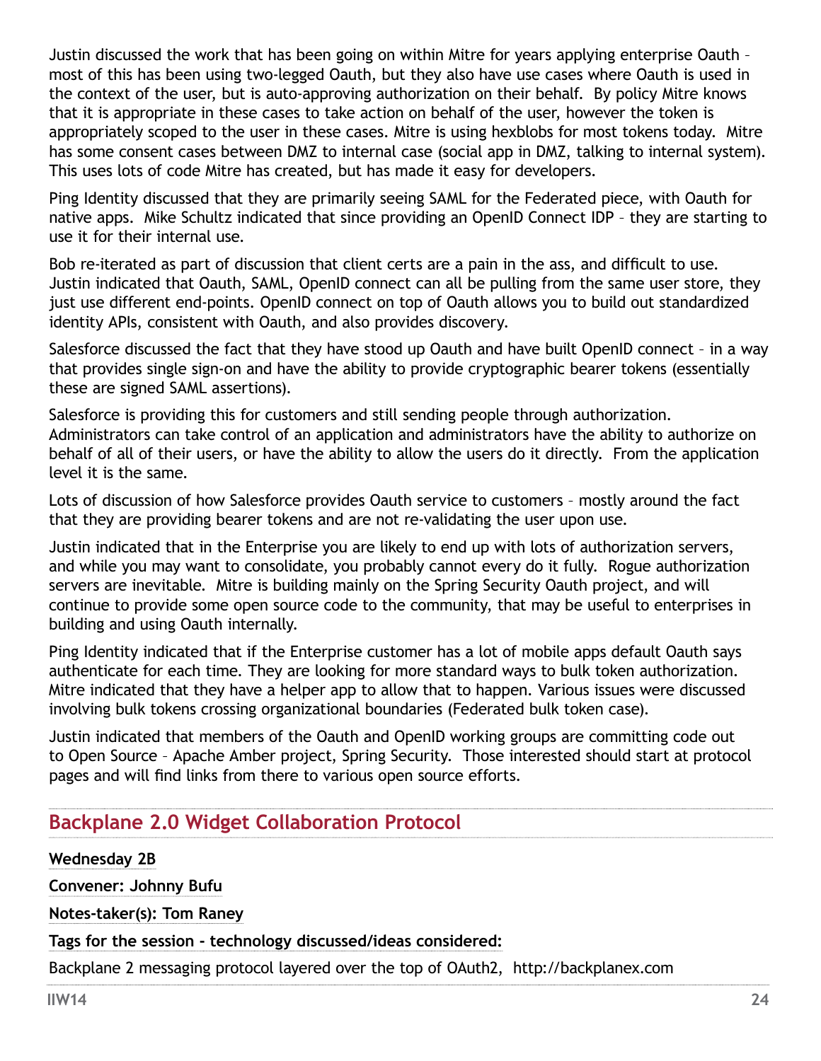Justin discussed the work that has been going on within Mitre for years applying enterprise Oauth – most of this has been using two-legged Oauth, but they also have use cases where Oauth is used in the context of the user, but is auto-approving authorization on their behalf. By policy Mitre knows that it is appropriate in these cases to take action on behalf of the user, however the token is appropriately scoped to the user in these cases. Mitre is using hexblobs for most tokens today. Mitre has some consent cases between DMZ to internal case (social app in DMZ, talking to internal system). This uses lots of code Mitre has created, but has made it easy for developers.

Ping Identity discussed that they are primarily seeing SAML for the Federated piece, with Oauth for native apps. Mike Schultz indicated that since providing an OpenID Connect IDP – they are starting to use it for their internal use.

Bob re-iterated as part of discussion that client certs are a pain in the ass, and difficult to use. Justin indicated that Oauth, SAML, OpenID connect can all be pulling from the same user store, they just use different end-points. OpenID connect on top of Oauth allows you to build out standardized identity APIs, consistent with Oauth, and also provides discovery.

Salesforce discussed the fact that they have stood up Oauth and have built OpenID connect – in a way that provides single sign-on and have the ability to provide cryptographic bearer tokens (essentially these are signed SAML assertions).

Salesforce is providing this for customers and still sending people through authorization. Administrators can take control of an application and administrators have the ability to authorize on behalf of all of their users, or have the ability to allow the users do it directly. From the application level it is the same.

Lots of discussion of how Salesforce provides Oauth service to customers – mostly around the fact that they are providing bearer tokens and are not re-validating the user upon use.

Justin indicated that in the Enterprise you are likely to end up with lots of authorization servers, and while you may want to consolidate, you probably cannot every do it fully. Rogue authorization servers are inevitable. Mitre is building mainly on the Spring Security Oauth project, and will continue to provide some open source code to the community, that may be useful to enterprises in building and using Oauth internally.

Ping Identity indicated that if the Enterprise customer has a lot of mobile apps default Oauth says authenticate for each time. They are looking for more standard ways to bulk token authorization. Mitre indicated that they have a helper app to allow that to happen. Various issues were discussed involving bulk tokens crossing organizational boundaries (Federated bulk token case).

Justin indicated that members of the Oauth and OpenID working groups are committing code out to Open Source – Apache Amber project, Spring Security. Those interested should start at protocol pages and will find links from there to various open source efforts.

## Backplane 2.0 Widget Collaboration Protocol

**Wednesday 2B**

**Convener: Johnny Bufu**

**Notes-taker(s): Tom Raney**

**Tags for the session - technology discussed/ideas considered:**

Backplane 2 messaging protocol layered over the top of OAuth2, http://backplanex.com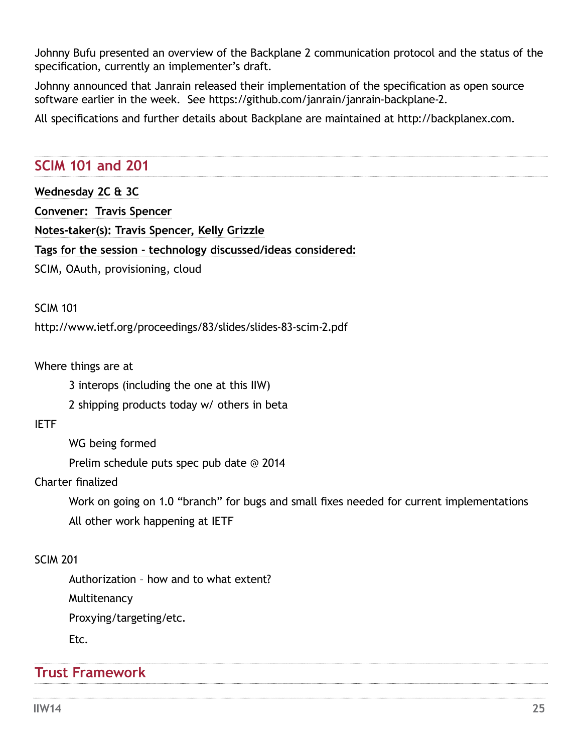Johnny Bufu presented an overview of the Backplane 2 communication protocol and the status of the specification, currently an implementer's draft.

Johnny announced that Janrain released their implementation of the specification as open source software earlier in the week.  See https://github.com/janrain/janrain-backplane-2.

All specifications and further details about Backplane are maintained at http://backplanex.com.

## SCIM 101 and 201

**Wednesday 2C & 3C**

**Convener:  Travis Spencer**

**Notes-taker(s): Travis Spencer, Kelly Grizzle**

**Tags for the session - technology discussed/ideas considered:**

SCIM, OAuth, provisioning, cloud

SCIM 101

http://www.ietf.org/proceedings/83/slides/slides-83-scim-2.pdf

Where things are at

- 3 interops (including the one at this IIW)
- 2 shipping products today w/ others in beta

IETF

- WG being formed
- Prelim schedule puts spec pub date @ 2014

Charter finalized

- Work on going on 1.0 "branch" for bugs and small fixes needed for current implementations
- All other work happening at IETF

SCIM 201

- Authorization – how and to what extent?
- Multitenancy
- Proxying/targeting/etc.
- Etc.

## Trust Framework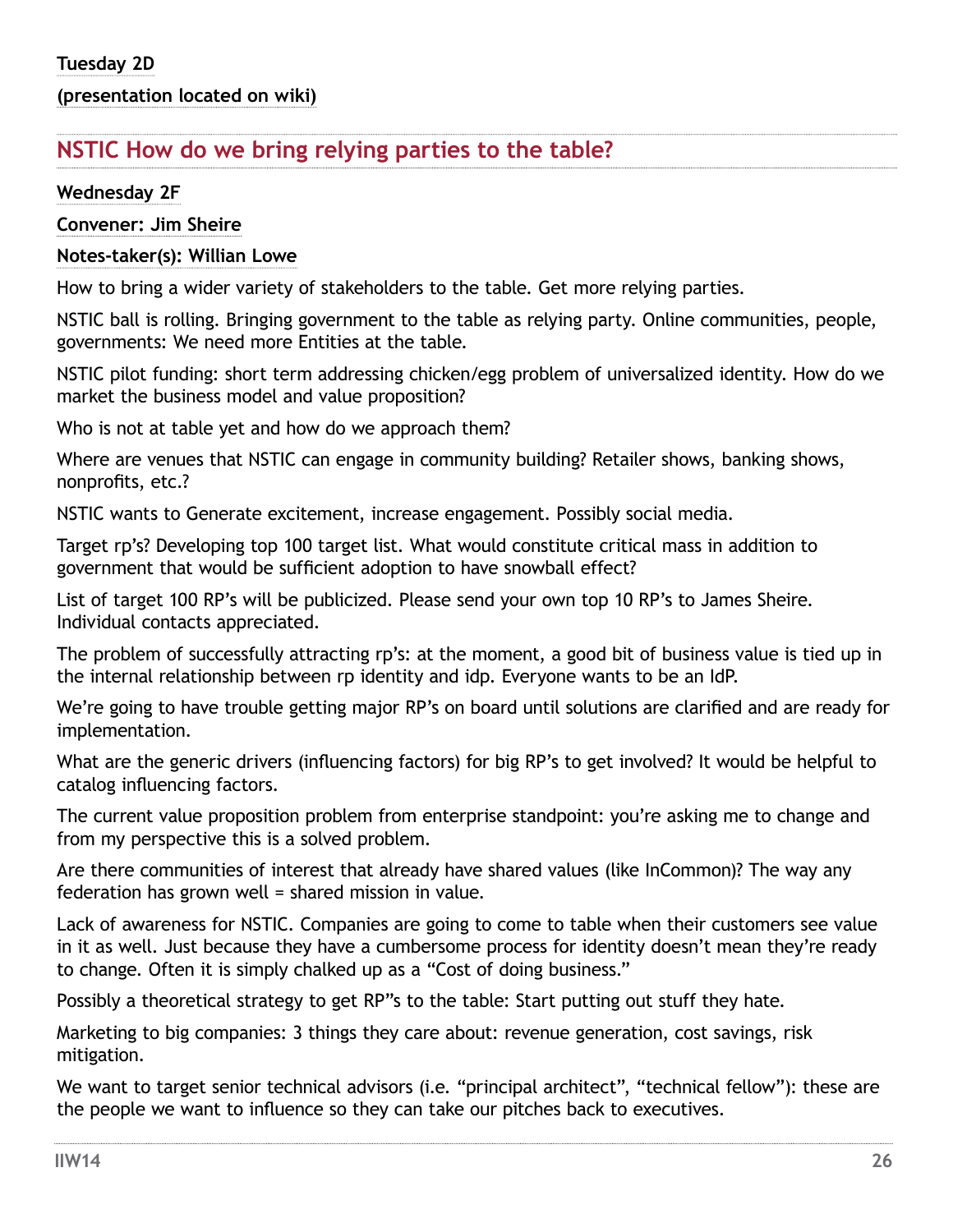**Tuesday 2D**

**(presentation located on wiki)**

## NSTIC How do we bring relying parties to the table?

**Wednesday 2F**

**Convener: Jim Sheire**

**Notes-taker(s): Willian Lowe**

How to bring a wider variety of stakeholders to the table. Get more relying parties.

NSTIC ball is rolling. Bringing government to the table as relying party. Online communities, people, governments: We need more Entities at the table.

NSTIC pilot funding: short term addressing chicken/egg problem of universalized identity. How do we market the business model and value proposition?

Who is not at table yet and how do we approach them?

Where are venues that NSTIC can engage in community building? Retailer shows, banking shows, nonprofits, etc.?

NSTIC wants to Generate excitement, increase engagement. Possibly social media.

Target rp's? Developing top 100 target list. What would constitute critical mass in addition to government that would be sufficient adoption to have snowball effect?

List of target 100 RP's will be publicized. Please send your own top 10 RP's to James Sheire. Individual contacts appreciated.

The problem of successfully attracting rp's: at the moment, a good bit of business value is tied up in the internal relationship between rp identity and idp. Everyone wants to be an IdP.

We're going to have trouble getting major RP's on board until solutions are clarified and are ready for implementation.

What are the generic drivers (influencing factors) for big RP's to get involved? It would be helpful to catalog influencing factors.

The current value proposition problem from enterprise standpoint: you're asking me to change and from my perspective this is a solved problem.

Are there communities of interest that already have shared values (like InCommon)? The way any federation has grown well = shared mission in value.

Lack of awareness for NSTIC. Companies are going to come to table when their customers see value in it as well. Just because they have a cumbersome process for identity doesn't mean they're ready to change. Often it is simply chalked up as a "Cost of doing business."

Possibly a theoretical strategy to get RP"s to the table: Start putting out stuff they hate.

Marketing to big companies: 3 things they care about: revenue generation, cost savings, risk mitigation.

We want to target senior technical advisors (i.e. "principal architect", "technical fellow"): these are the people we want to influence so they can take our pitches back to executives.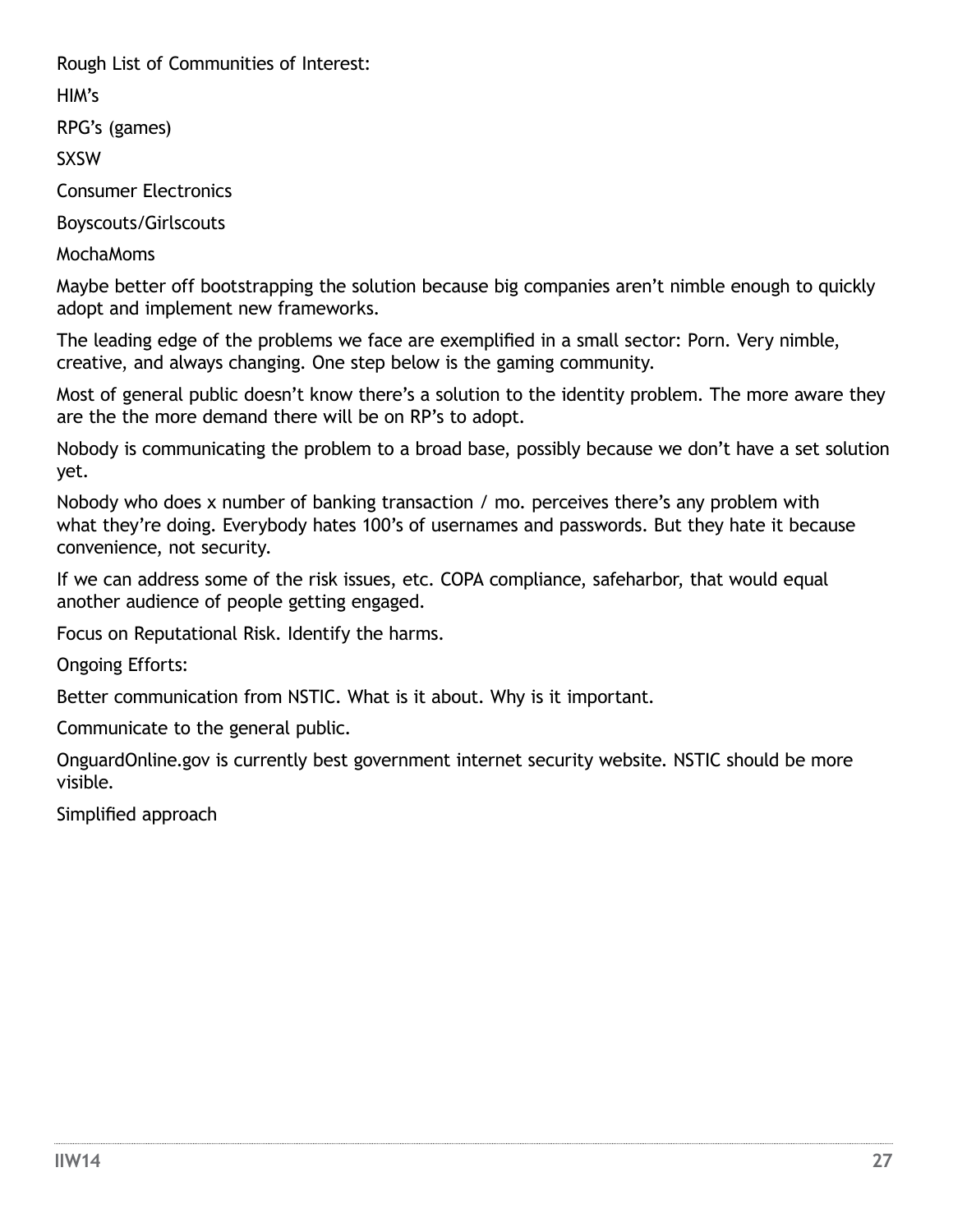Rough List of Communities of Interest:

HIM's

RPG's (games)

SXSW

Consumer Electronics

Boyscouts/Girlscouts

MochaMoms

Maybe better off bootstrapping the solution because big companies aren't nimble enough to quickly adopt and implement new frameworks.

The leading edge of the problems we face are exemplified in a small sector: Porn. Very nimble, creative, and always changing. One step below is the gaming community.

Most of general public doesn't know there's a solution to the identity problem. The more aware they are the the more demand there will be on RP's to adopt.

Nobody is communicating the problem to a broad base, possibly because we don't have a set solution yet.

Nobody who does x number of banking transaction / mo. perceives there's any problem with what they're doing. Everybody hates 100's of usernames and passwords. But they hate it because convenience, not security.

If we can address some of the risk issues, etc. COPA compliance, safeharbor, that would equal another audience of people getting engaged.

Focus on Reputational Risk. Identify the harms.

Ongoing Efforts:

Better communication from NSTIC. What is it about. Why is it important.

Communicate to the general public.

OnguardOnline.gov is currently best government internet security website. NSTIC should be more visible.

Simplified approach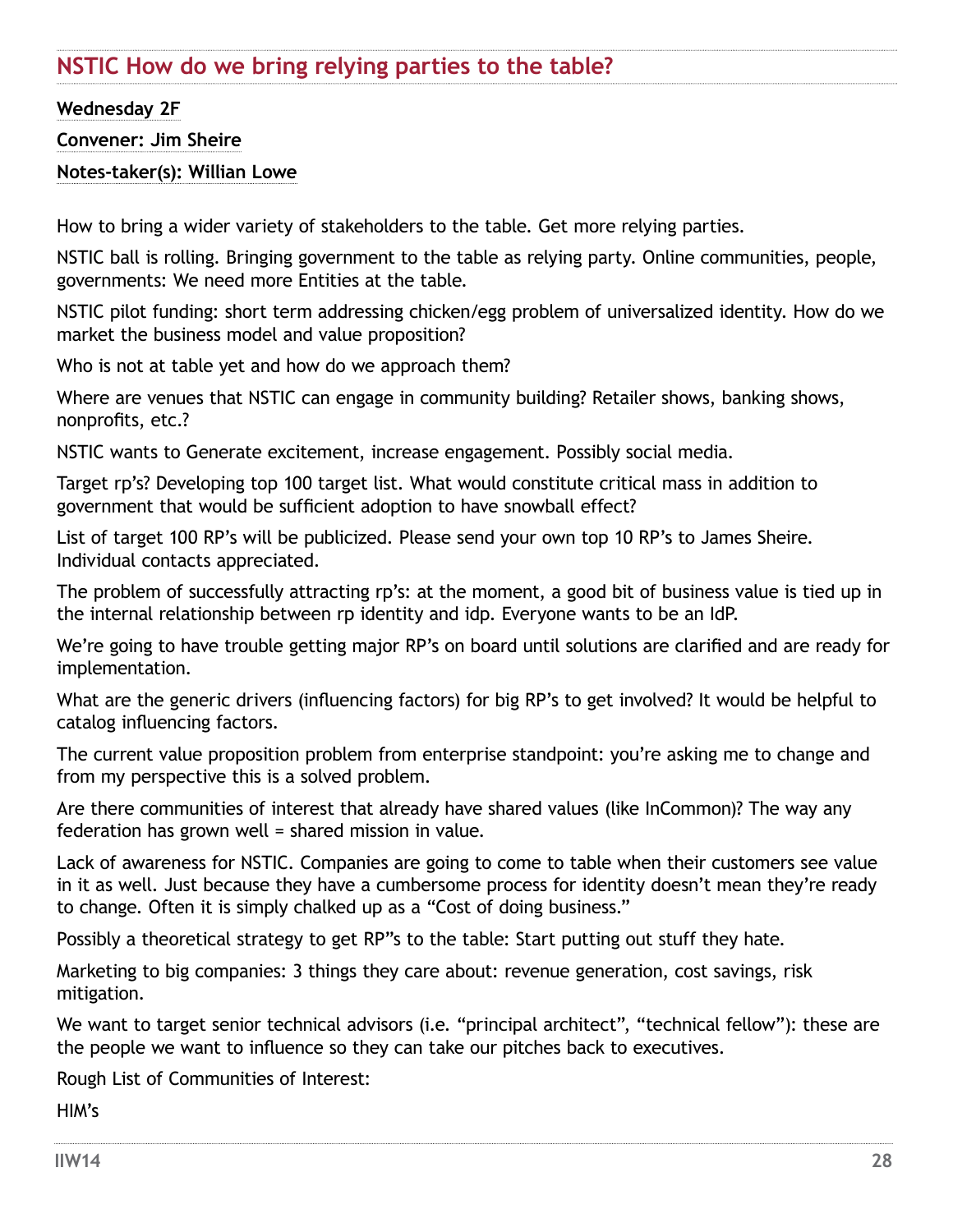## NSTIC How do we bring relying parties to the table?

**Wednesday 2F**

**Convener: Jim Sheire**

**Notes-taker(s): Willian Lowe**

How to bring a wider variety of stakeholders to the table. Get more relying parties.

NSTIC ball is rolling. Bringing government to the table as relying party. Online communities, people, governments: We need more Entities at the table.

NSTIC pilot funding: short term addressing chicken/egg problem of universalized identity. How do we market the business model and value proposition?

Who is not at table yet and how do we approach them?

Where are venues that NSTIC can engage in community building? Retailer shows, banking shows, nonprofits, etc.?

NSTIC wants to Generate excitement, increase engagement. Possibly social media.

Target rp's? Developing top 100 target list. What would constitute critical mass in addition to government that would be sufficient adoption to have snowball effect?

List of target 100 RP's will be publicized. Please send your own top 10 RP's to James Sheire. Individual contacts appreciated.

The problem of successfully attracting rp's: at the moment, a good bit of business value is tied up in the internal relationship between rp identity and idp. Everyone wants to be an IdP.

We're going to have trouble getting major RP's on board until solutions are clarified and are ready for implementation.

What are the generic drivers (influencing factors) for big RP's to get involved? It would be helpful to catalog influencing factors.

The current value proposition problem from enterprise standpoint: you're asking me to change and from my perspective this is a solved problem.

Are there communities of interest that already have shared values (like InCommon)? The way any federation has grown well = shared mission in value.

Lack of awareness for NSTIC. Companies are going to come to table when their customers see value in it as well. Just because they have a cumbersome process for identity doesn't mean they're ready to change. Often it is simply chalked up as a "Cost of doing business."

Possibly a theoretical strategy to get RP"s to the table: Start putting out stuff they hate.

Marketing to big companies: 3 things they care about: revenue generation, cost savings, risk mitigation.

We want to target senior technical advisors (i.e. "principal architect", "technical fellow"): these are the people we want to influence so they can take our pitches back to executives.

Rough List of Communities of Interest:

HIM's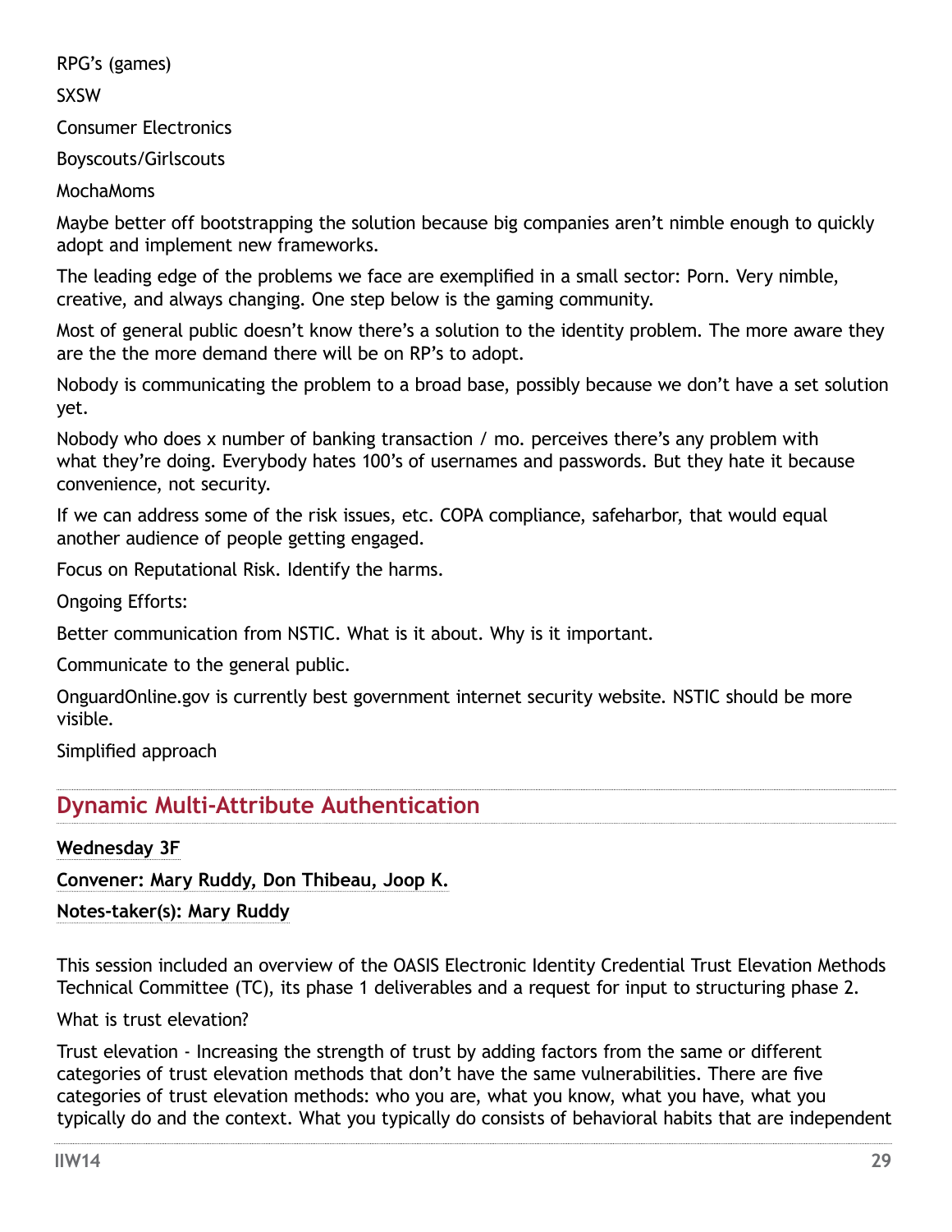RPG's (games)

SXSW

Consumer Electronics

Boyscouts/Girlscouts

MochaMoms

Maybe better off bootstrapping the solution because big companies aren't nimble enough to quickly adopt and implement new frameworks.

The leading edge of the problems we face are exemplified in a small sector: Porn. Very nimble, creative, and always changing. One step below is the gaming community.

Most of general public doesn't know there's a solution to the identity problem. The more aware they are the the more demand there will be on RP's to adopt.

Nobody is communicating the problem to a broad base, possibly because we don't have a set solution yet.

Nobody who does x number of banking transaction / mo. perceives there's any problem with what they're doing. Everybody hates 100's of usernames and passwords. But they hate it because convenience, not security.

If we can address some of the risk issues, etc. COPA compliance, safeharbor, that would equal another audience of people getting engaged.

Focus on Reputational Risk. Identify the harms.

Ongoing Efforts:

Better communication from NSTIC. What is it about. Why is it important.

Communicate to the general public.

OnguardOnline.gov is currently best government internet security website. NSTIC should be more visible.

Simplified approach

## Dynamic Multi-Attribute Authentication

**Wednesday 3F**

**Convener: Mary Ruddy, Don Thibeau, Joop K.**

**Notes-taker(s): Mary Ruddy**

This session included an overview of the OASIS Electronic Identity Credential Trust Elevation Methods Technical Committee (TC), its phase 1 deliverables and a request for input to structuring phase 2.

What is trust elevation?

Trust elevation - Increasing the strength of trust by adding factors from the same or different categories of trust elevation methods that don't have the same vulnerabilities. There are five categories of trust elevation methods: who you are, what you know, what you have, what you typically do and the context. What you typically do consists of behavioral habits that are independent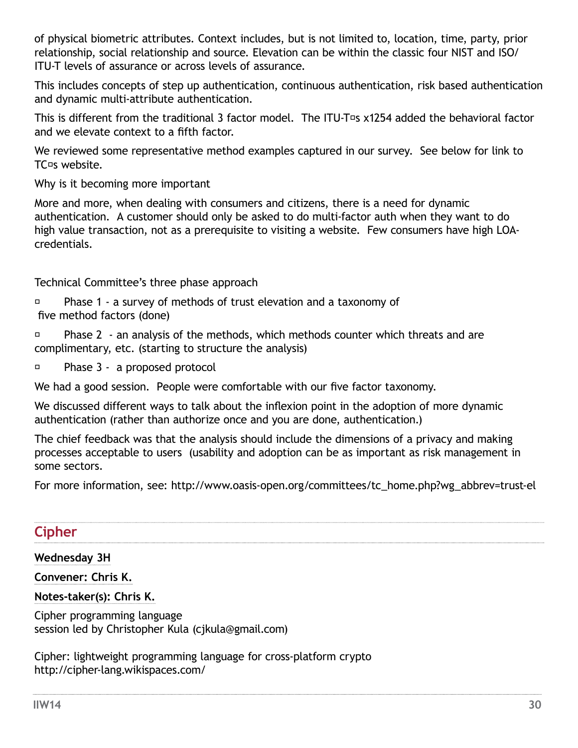of physical biometric attributes. Context includes, but is not limited to, location, time, party, prior relationship, social relationship and source. Elevation can be within the classic four NIST and ISO/ITU-T levels of assurance or across levels of assurance.

This includes concepts of step up authentication, continuous authentication, risk based authentication and dynamic multi-attribute authentication.

This is different from the traditional 3 factor model.  The ITU-T¤s x1254 added the behavioral factor and we elevate context to a fifth factor.

We reviewed some representative method examples captured in our survey.  See below for link to TC¤s website.

Why is it becoming more important

More and more, when dealing with consumers and citizens, there is a need for dynamic authentication.  A customer should only be asked to do multi-factor auth when they want to do high value transaction, not as a prerequisite to visiting a website.  Few consumers have high LOA-credentials.

Technical Committee's three phase approach

¤ Phase 1 - a survey of methods of trust elevation and a taxonomy of five method factors (done)

¤ Phase 2 - an analysis of the methods, which methods counter which threats and are complimentary, etc. (starting to structure the analysis)

¤ Phase 3 - a proposed protocol

We had a good session.  People were comfortable with our five factor taxonomy.

We discussed different ways to talk about the inflexion point in the adoption of more dynamic authentication (rather than authorize once and you are done, authentication.)

The chief feedback was that the analysis should include the dimensions of a privacy and making processes acceptable to users  (usability and adoption can be as important as risk management in some sectors.

For more information, see: http://www.oasis-open.org/committees/tc_home.php?wg_abbrev=trust-el

## Cipher

**Wednesday 3H**

**Convener: Chris K.**

**Notes-taker(s): Chris K.**

Cipher programming language
session led by Christopher Kula (cjkula@gmail.com)

Cipher: lightweight programming language for cross-platform crypto
http://cipher-lang.wikispaces.com/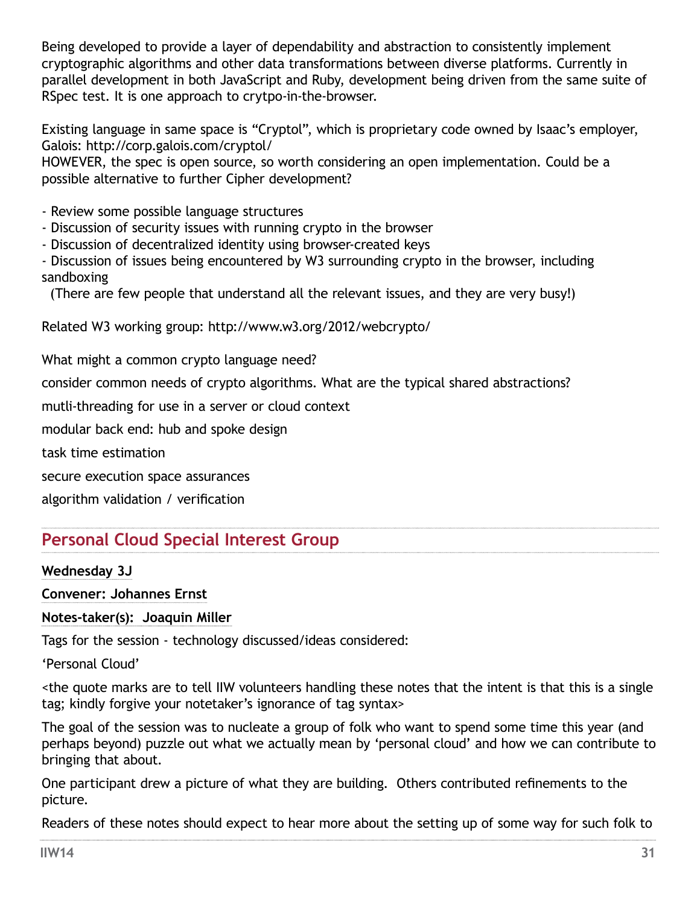Being developed to provide a layer of dependability and abstraction to consistently implement cryptographic algorithms and other data transformations between diverse platforms. Currently in parallel development in both JavaScript and Ruby, development being driven from the same suite of RSpec test. It is one approach to crytpo-in-the-browser.

Existing language in same space is “Cryptol”, which is proprietary code owned by Isaac’s employer, Galois: http://corp.galois.com/cryptol/
HOWEVER, the spec is open source, so worth considering an open implementation. Could be a possible alternative to further Cipher development?

- Review some possible language structures
- Discussion of security issues with running crypto in the browser
- Discussion of decentralized identity using browser-created keys
- Discussion of issues being encountered by W3 surrounding crypto in the browser, including sandboxing
  (There are few people that understand all the relevant issues, and they are very busy!)

Related W3 working group: http://www.w3.org/2012/webcrypto/

What might a common crypto language need?

consider common needs of crypto algorithms. What are the typical shared abstractions?

mutli-threading for use in a server or cloud context

modular back end: hub and spoke design

task time estimation

secure execution space assurances

algorithm validation / verification

## Personal Cloud Special Interest Group

**Wednesday 3J**

**Convener: Johannes Ernst**

**Notes-taker(s): Joaquin Miller**

Tags for the session - technology discussed/ideas considered:

‘Personal Cloud’

<the quote marks are to tell IIW volunteers handling these notes that the intent is that this is a single tag; kindly forgive your notetaker’s ignorance of tag syntax>

The goal of the session was to nucleate a group of folk who want to spend some time this year (and perhaps beyond) puzzle out what we actually mean by ‘personal cloud’ and how we can contribute to bringing that about.

One participant drew a picture of what they are building. Others contributed refinements to the picture.

Readers of these notes should expect to hear more about the setting up of some way for such folk to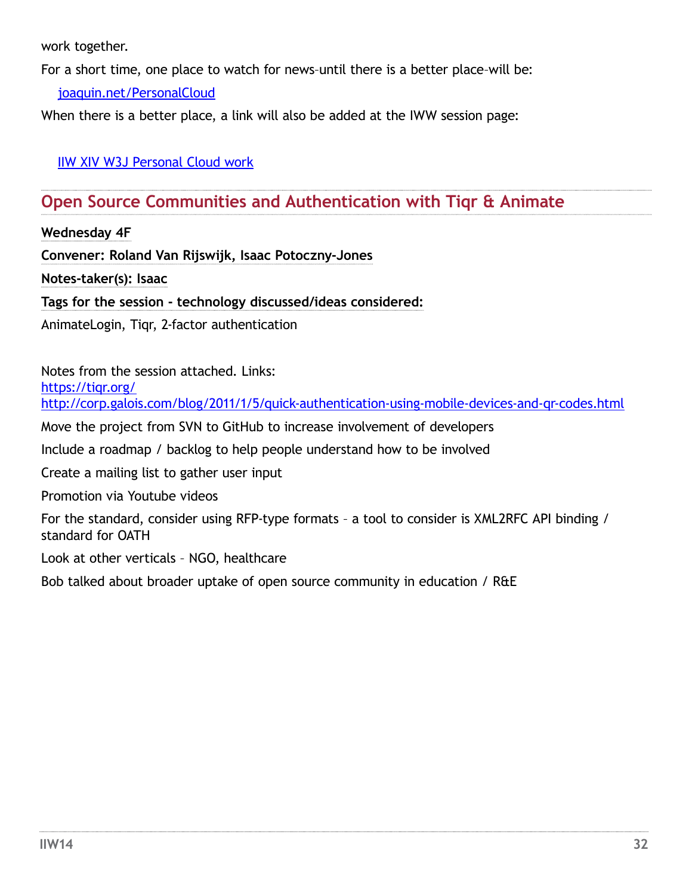work together.

For a short time, one place to watch for news–until there is a better place–will be:

[joaquin.net/PersonalCloud](joaquin.net/PersonalCloud)

When there is a better place, a link will also be added at the IWW session page:

[IIW XIV W3J Personal Cloud work](IIW XIV W3J Personal Cloud work)

## Open Source Communities and Authentication with Tiqr & Animate

**Wednesday 4F**

**Convener: Roland Van Rijswijk, Isaac Potoczny-Jones**

**Notes-taker(s): Isaac**

**Tags for the session - technology discussed/ideas considered:**

AnimateLogin, Tiqr, 2-factor authentication

Notes from the session attached. Links:
https://tiqr.org/
http://corp.galois.com/blog/2011/1/5/quick-authentication-using-mobile-devices-and-qr-codes.html

Move the project from SVN to GitHub to increase involvement of developers

Include a roadmap / backlog to help people understand how to be involved

Create a mailing list to gather user input

Promotion via Youtube videos

For the standard, consider using RFP-type formats – a tool to consider is XML2RFC API binding / standard for OATH

Look at other verticals – NGO, healthcare

Bob talked about broader uptake of open source community in education / R&E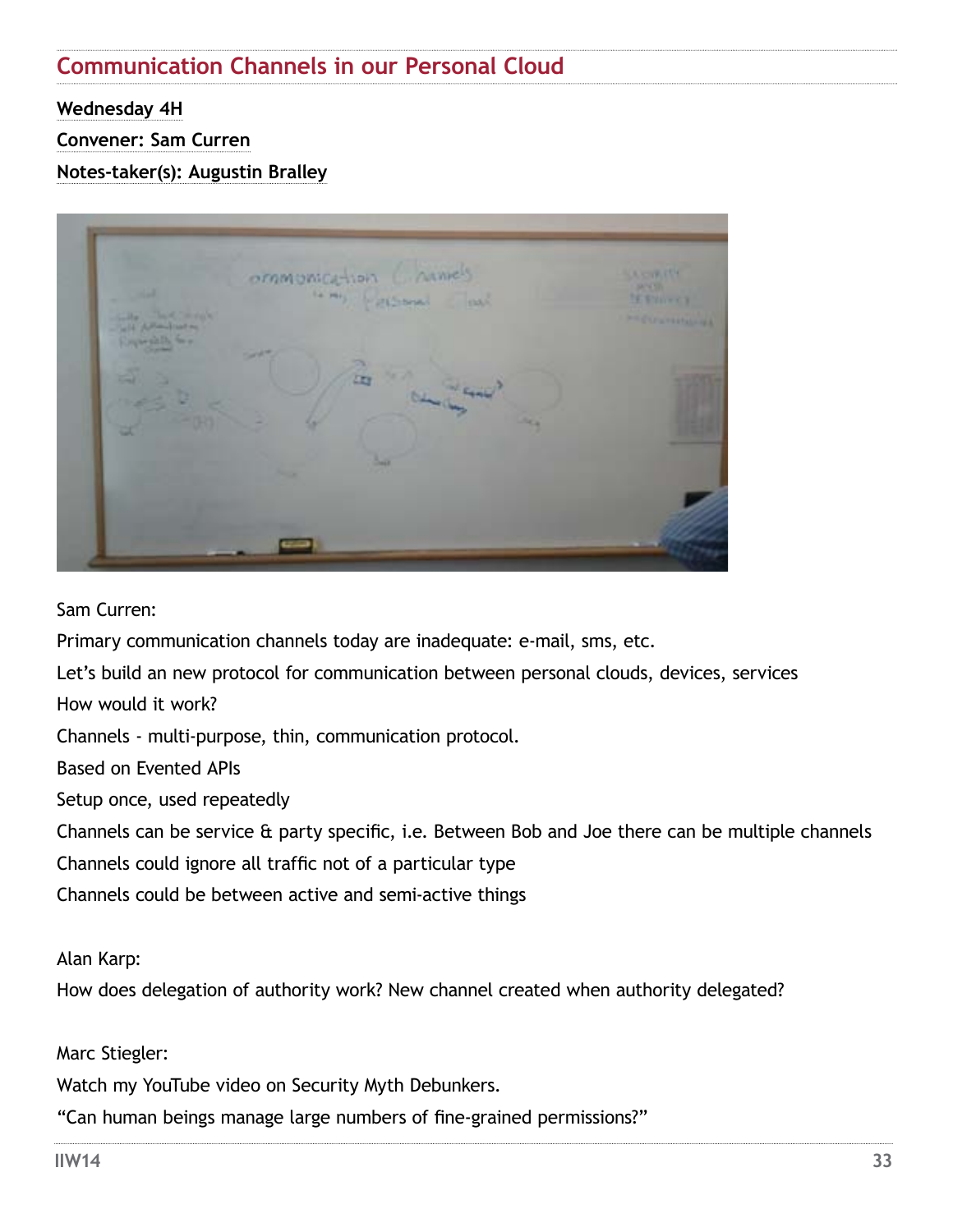## Communication Channels in our Personal Cloud

**Wednesday 4H**

**Convener: Sam Curren**

**Notes-taker(s): Augustin Bralley**

Sam Curren:

Primary communication channels today are inadequate: e-mail, sms, etc.

Let's build an new protocol for communication between personal clouds, devices, services

How would it work?

Channels - multi-purpose, thin, communication protocol.

Based on Evented APIs

Setup once, used repeatedly

Channels can be service & party specific, i.e. Between Bob and Joe there can be multiple channels

Channels could ignore all traffic not of a particular type

Channels could be between active and semi-active things

Alan Karp:

How does delegation of authority work? New channel created when authority delegated?

Marc Stiegler:

Watch my YouTube video on Security Myth Debunkers.

"Can human beings manage large numbers of fine-grained permissions?"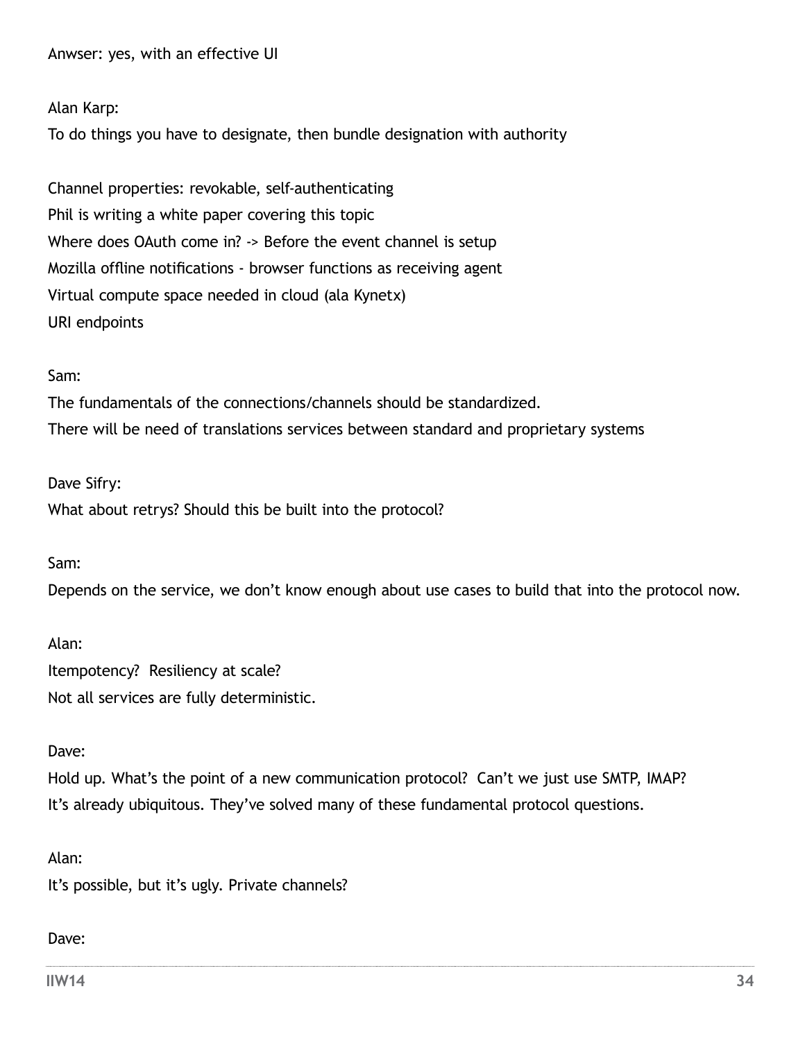Anwser: yes, with an effective UI

Alan Karp:

To do things you have to designate, then bundle designation with authority

Channel properties: revokable, self-authenticating
Phil is writing a white paper covering this topic
Where does OAuth come in? -> Before the event channel is setup
Mozilla offline notifications - browser functions as receiving agent
Virtual compute space needed in cloud (ala Kynetx)
URI endpoints

Sam:

The fundamentals of the connections/channels should be standardized.
There will be need of translations services between standard and proprietary systems

Dave Sifry:

What about retrys? Should this be built into the protocol?

Sam:

Depends on the service, we don't know enough about use cases to build that into the protocol now.

Alan:

Itempotency? Resiliency at scale?
Not all services are fully deterministic.

Dave:

Hold up. What's the point of a new communication protocol? Can't we just use SMTP, IMAP?
It's already ubiquitous. They've solved many of these fundamental protocol questions.

Alan:

It's possible, but it's ugly. Private channels?

Dave: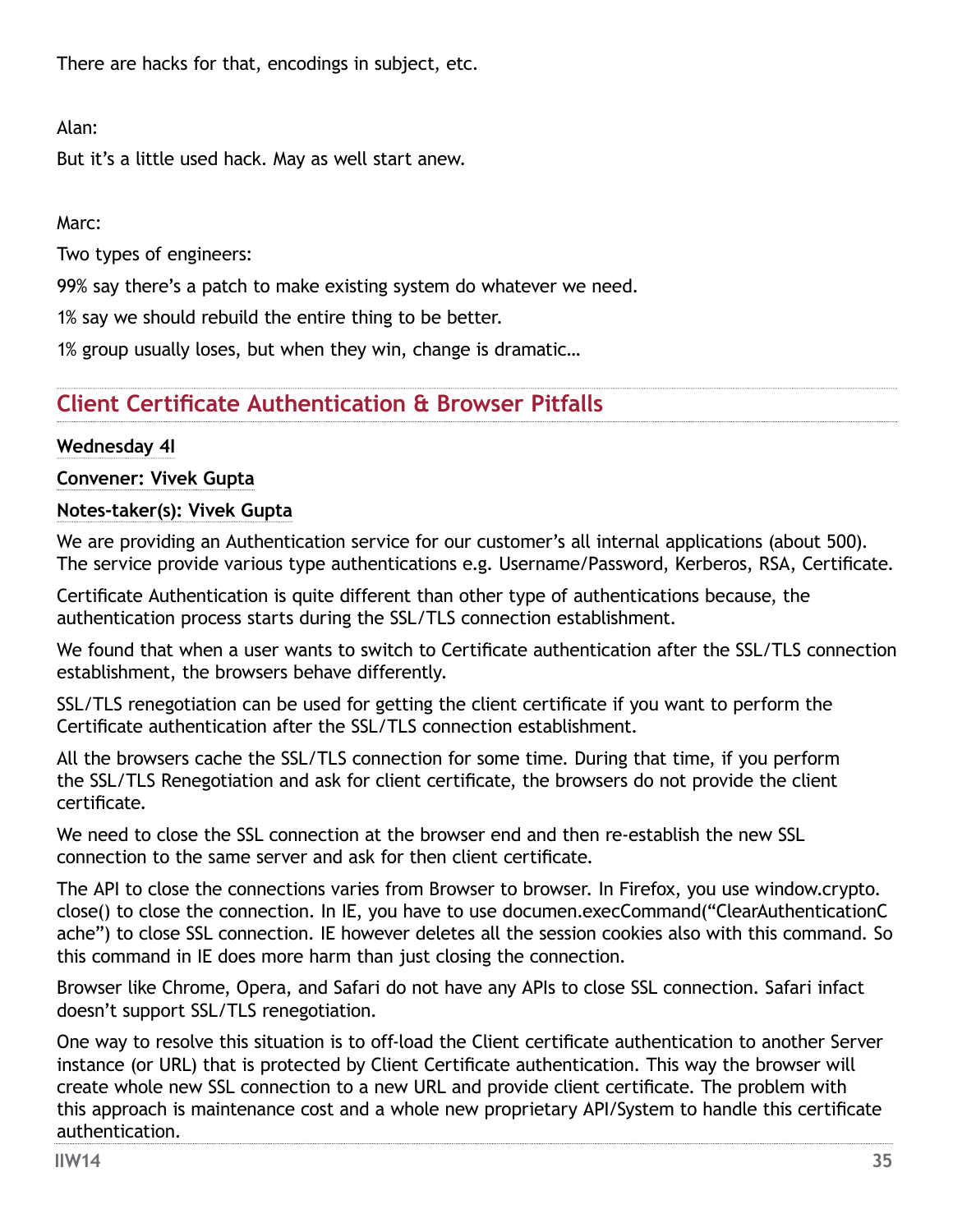There are hacks for that, encodings in subject, etc.

Alan:

But it's a little used hack. May as well start anew.

Marc:

Two types of engineers:

99% say there's a patch to make existing system do whatever we need.

1% say we should rebuild the entire thing to be better.

1% group usually loses, but when they win, change is dramatic…

## Client Certificate Authentication & Browser Pitfalls

**Wednesday 4I**

**Convener: Vivek Gupta**

**Notes-taker(s): Vivek Gupta**

We are providing an Authentication service for our customer's all internal applications (about 500). The service provide various type authentications e.g. Username/Password, Kerberos, RSA, Certificate.

Certificate Authentication is quite different than other type of authentications because, the authentication process starts during the SSL/TLS connection establishment.

We found that when a user wants to switch to Certificate authentication after the SSL/TLS connection establishment, the browsers behave differently.

SSL/TLS renegotiation can be used for getting the client certificate if you want to perform the Certificate authentication after the SSL/TLS connection establishment.

All the browsers cache the SSL/TLS connection for some time. During that time, if you perform the SSL/TLS Renegotiation and ask for client certificate, the browsers do not provide the client certificate.

We need to close the SSL connection at the browser end and then re-establish the new SSL connection to the same server and ask for then client certificate.

The API to close the connections varies from Browser to browser. In Firefox, you use window.crypto.close() to close the connection. In IE, you have to use documen.execCommand("ClearAuthenticationCache") to close SSL connection. IE however deletes all the session cookies also with this command. So this command in IE does more harm than just closing the connection.

Browser like Chrome, Opera, and Safari do not have any APIs to close SSL connection. Safari infact doesn't support SSL/TLS renegotiation.

One way to resolve this situation is to off-load the Client certificate authentication to another Server instance (or URL) that is protected by Client Certificate authentication. This way the browser will create whole new SSL connection to a new URL and provide client certificate. The problem with this approach is maintenance cost and a whole new proprietary API/System to handle this certificate authentication.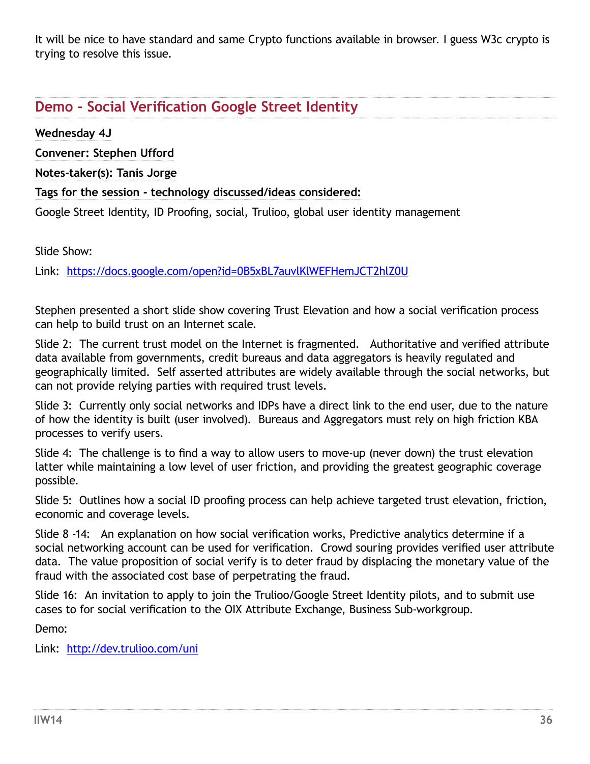It will be nice to have standard and same Crypto functions available in browser. I guess W3c crypto is trying to resolve this issue.

## Demo – Social Verification Google Street Identity

**Wednesday 4J**

**Convener: Stephen Ufford**

**Notes-taker(s): Tanis Jorge**

**Tags for the session - technology discussed/ideas considered:**

Google Street Identity, ID Proofing, social, Trulioo, global user identity management

Slide Show:

Link: https://docs.google.com/open?id=0B5xBL7auvlKlWEFHemJCT2hlZ0U

Stephen presented a short slide show covering Trust Elevation and how a social verification process can help to build trust on an Internet scale.

Slide 2: The current trust model on the Internet is fragmented. Authoritative and verified attribute data available from governments, credit bureaus and data aggregators is heavily regulated and geographically limited. Self asserted attributes are widely available through the social networks, but can not provide relying parties with required trust levels.

Slide 3: Currently only social networks and IDPs have a direct link to the end user, due to the nature of how the identity is built (user involved). Bureaus and Aggregators must rely on high friction KBA processes to verify users.

Slide 4: The challenge is to find a way to allow users to move-up (never down) the trust elevation latter while maintaining a low level of user friction, and providing the greatest geographic coverage possible.

Slide 5: Outlines how a social ID proofing process can help achieve targeted trust elevation, friction, economic and coverage levels.

Slide 8 -14: An explanation on how social verification works, Predictive analytics determine if a social networking account can be used for verification. Crowd souring provides verified user attribute data. The value proposition of social verify is to deter fraud by displacing the monetary value of the fraud with the associated cost base of perpetrating the fraud.

Slide 16: An invitation to apply to join the Trulioo/Google Street Identity pilots, and to submit use cases to for social verification to the OIX Attribute Exchange, Business Sub-workgroup.

Demo:

Link: http://dev.trulioo.com/uni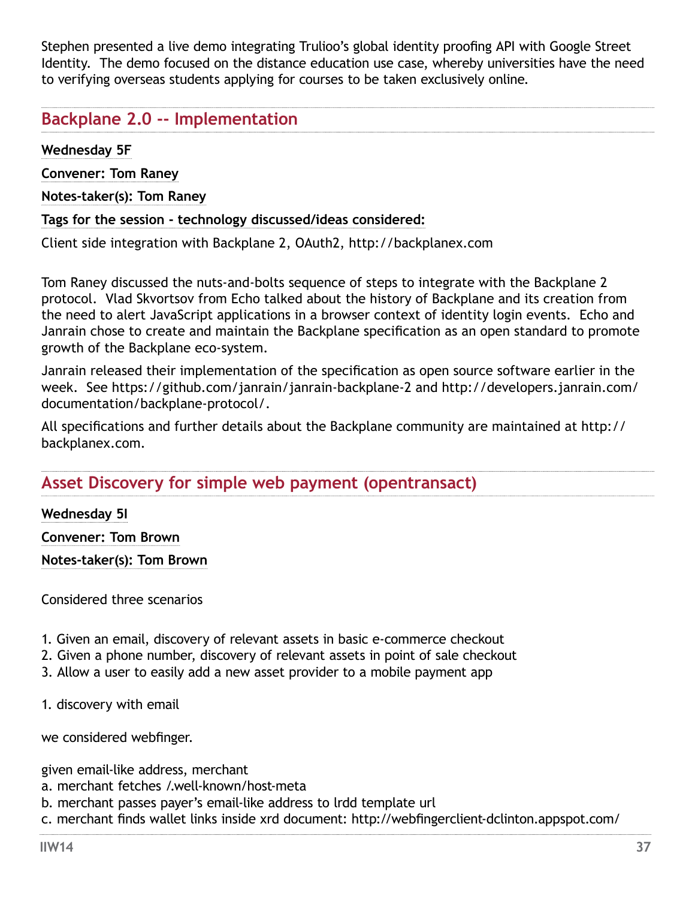Stephen presented a live demo integrating Trulioo's global identity proofing API with Google Street Identity.  The demo focused on the distance education use case, whereby universities have the need to verifying overseas students applying for courses to be taken exclusively online.

## Backplane 2.0 -- Implementation

**Wednesday 5F**

**Convener: Tom Raney**

**Notes-taker(s): Tom Raney**

**Tags for the session - technology discussed/ideas considered:**

Client side integration with Backplane 2, OAuth2, http://backplanex.com

Tom Raney discussed the nuts-and-bolts sequence of steps to integrate with the Backplane 2 protocol.  Vlad Skvortsov from Echo talked about the history of Backplane and its creation from the need to alert JavaScript applications in a browser context of identity login events.  Echo and Janrain chose to create and maintain the Backplane specification as an open standard to promote growth of the Backplane eco-system.

Janrain released their implementation of the specification as open source software earlier in the week.  See https://github.com/janrain/janrain-backplane-2 and http://developers.janrain.com/documentation/backplane-protocol/.

All specifications and further details about the Backplane community are maintained at http://backplanex.com.

## Asset Discovery for simple web payment (opentransact)

**Wednesday 5I**

**Convener: Tom Brown**

**Notes-taker(s): Tom Brown**

Considered three scenarios

1. Given an email, discovery of relevant assets in basic e-commerce checkout
2. Given a phone number, discovery of relevant assets in point of sale checkout
3. Allow a user to easily add a new asset provider to a mobile payment app

1. discovery with email

we considered webfinger.

given email-like address, merchant
a. merchant fetches /.well-known/host-meta
b. merchant passes payer's email-like address to lrdd template url
c. merchant finds wallet links inside xrd document: http://webfingerclient-dclinton.appspot.com/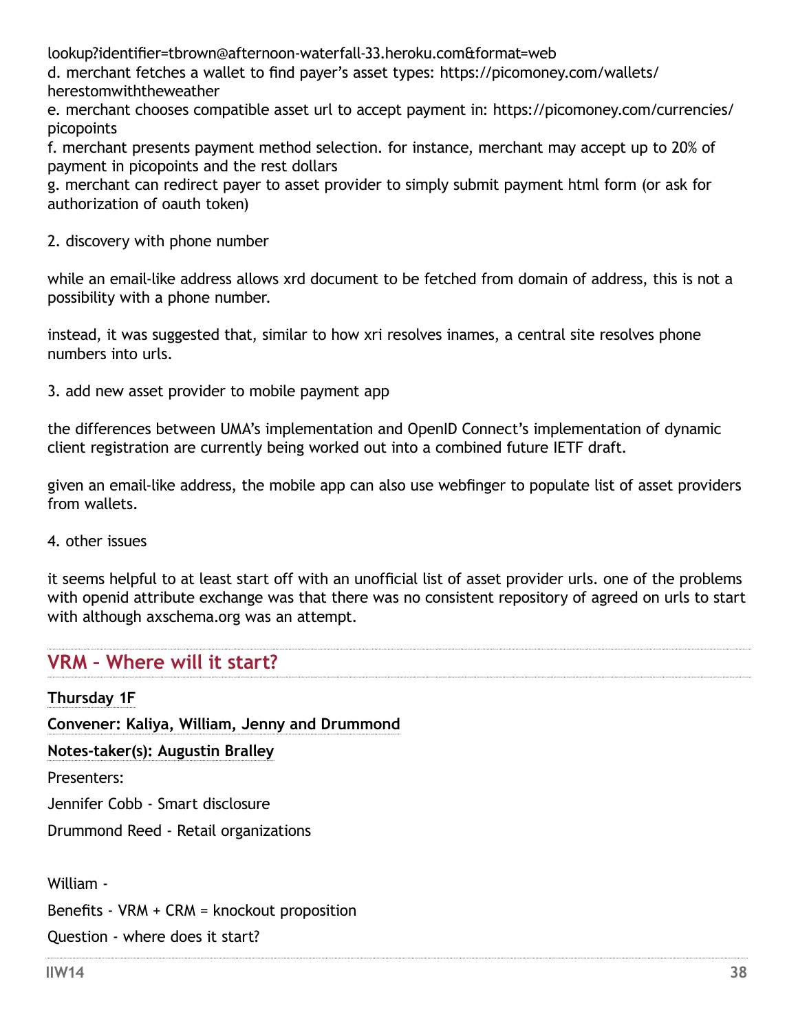lookup?identifier=tbrown@afternoon-waterfall-33.heroku.com&format=web

d. merchant fetches a wallet to find payer's asset types: https://picomoney.com/wallets/herestomwiththeweather

e. merchant chooses compatible asset url to accept payment in: https://picomoney.com/currencies/picopoints

f. merchant presents payment method selection. for instance, merchant may accept up to 20% of payment in picopoints and the rest dollars

g. merchant can redirect payer to asset provider to simply submit payment html form (or ask for authorization of oauth token)

2. discovery with phone number

while an email-like address allows xrd document to be fetched from domain of address, this is not a possibility with a phone number.

instead, it was suggested that, similar to how xri resolves inames, a central site resolves phone numbers into urls.

3. add new asset provider to mobile payment app

the differences between UMA's implementation and OpenID Connect's implementation of dynamic client registration are currently being worked out into a combined future IETF draft.

given an email-like address, the mobile app can also use webfinger to populate list of asset providers from wallets.

4. other issues

it seems helpful to at least start off with an unofficial list of asset provider urls. one of the problems with openid attribute exchange was that there was no consistent repository of agreed on urls to start with although axschema.org was an attempt.

## VRM – Where will it start?

**Thursday 1F**

**Convener: Kaliya, William, Jenny and Drummond**

**Notes-taker(s): Augustin Bralley**

Presenters:

Jennifer Cobb - Smart disclosure

Drummond Reed - Retail organizations

William -

Benefits - VRM + CRM = knockout proposition

Question - where does it start?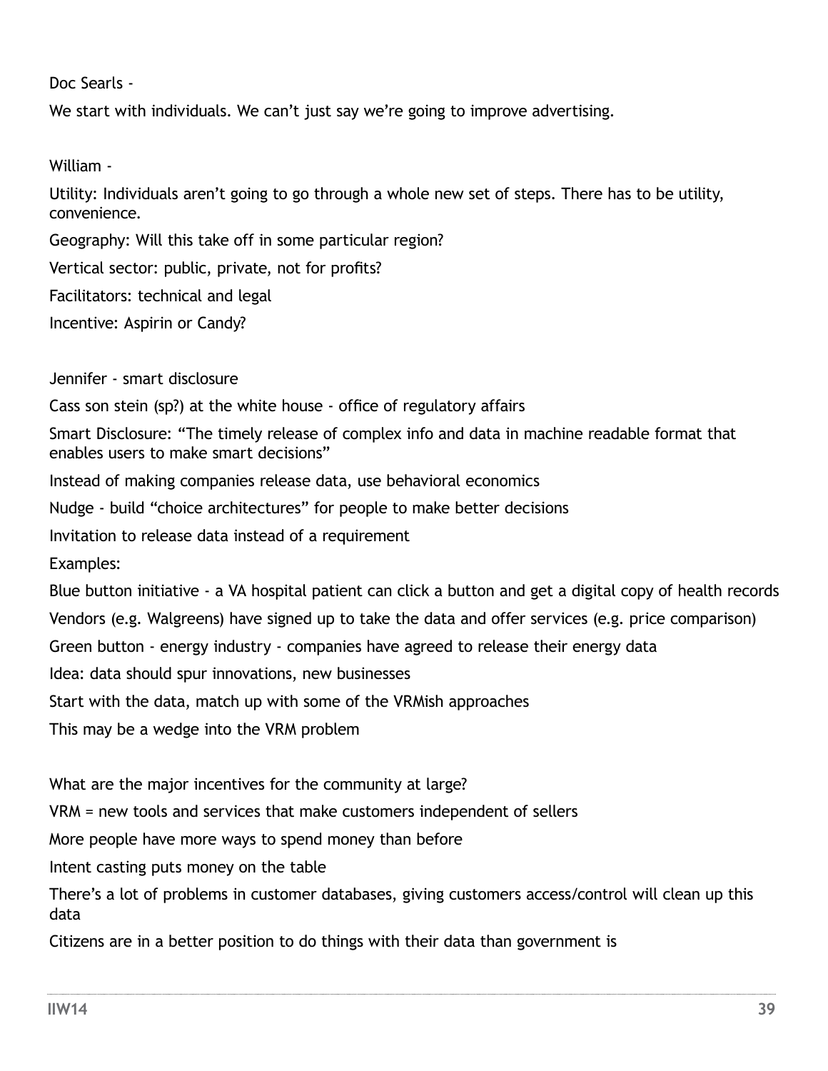Doc Searls -

We start with individuals. We can't just say we're going to improve advertising.

William -

Utility: Individuals aren't going to go through a whole new set of steps. There has to be utility, convenience.

Geography: Will this take off in some particular region?

Vertical sector: public, private, not for profits?

Facilitators: technical and legal

Incentive: Aspirin or Candy?

Jennifer - smart disclosure

Cass son stein (sp?) at the white house - office of regulatory affairs

Smart Disclosure: "The timely release of complex info and data in machine readable format that enables users to make smart decisions"

Instead of making companies release data, use behavioral economics

Nudge - build "choice architectures" for people to make better decisions

Invitation to release data instead of a requirement

Examples:

Blue button initiative - a VA hospital patient can click a button and get a digital copy of health records

Vendors (e.g. Walgreens) have signed up to take the data and offer services (e.g. price comparison)

Green button - energy industry - companies have agreed to release their energy data

Idea: data should spur innovations, new businesses

Start with the data, match up with some of the VRMish approaches

This may be a wedge into the VRM problem

What are the major incentives for the community at large?

VRM = new tools and services that make customers independent of sellers

More people have more ways to spend money than before

Intent casting puts money on the table

There's a lot of problems in customer databases, giving customers access/control will clean up this data

Citizens are in a better position to do things with their data than government is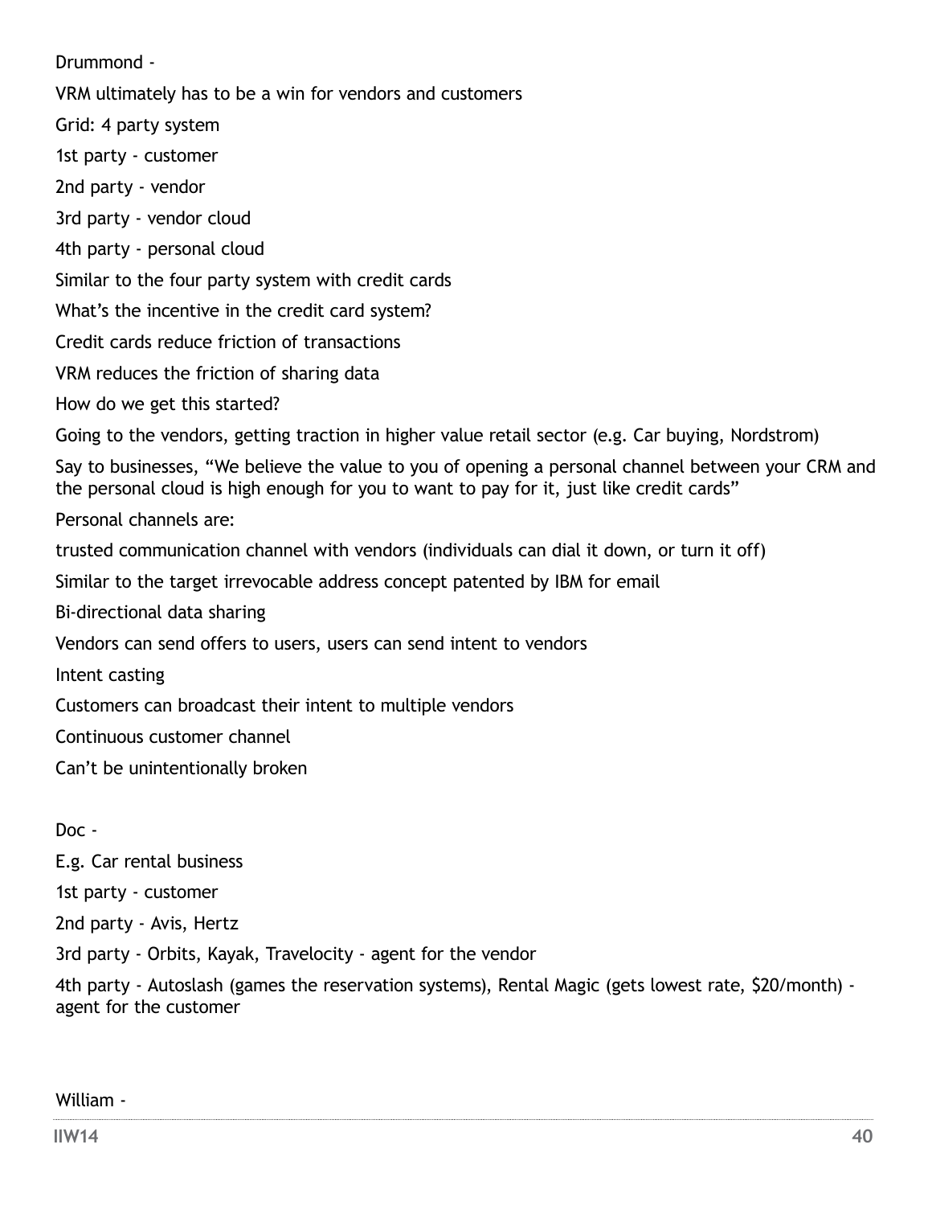Drummond -

VRM ultimately has to be a win for vendors and customers

Grid: 4 party system

1st party - customer

2nd party - vendor

3rd party - vendor cloud

4th party - personal cloud

Similar to the four party system with credit cards

What's the incentive in the credit card system?

Credit cards reduce friction of transactions

VRM reduces the friction of sharing data

How do we get this started?

Going to the vendors, getting traction in higher value retail sector (e.g. Car buying, Nordstrom)

Say to businesses, "We believe the value to you of opening a personal channel between your CRM and the personal cloud is high enough for you to want to pay for it, just like credit cards"

Personal channels are:

trusted communication channel with vendors (individuals can dial it down, or turn it off)

Similar to the target irrevocable address concept patented by IBM for email

Bi-directional data sharing

Vendors can send offers to users, users can send intent to vendors

Intent casting

Customers can broadcast their intent to multiple vendors

Continuous customer channel

Can't be unintentionally broken

Doc -

E.g. Car rental business

1st party - customer

2nd party - Avis, Hertz

3rd party - Orbits, Kayak, Travelocity - agent for the vendor

4th party - Autoslash (games the reservation systems), Rental Magic (gets lowest rate, $20/month) - agent for the customer

William -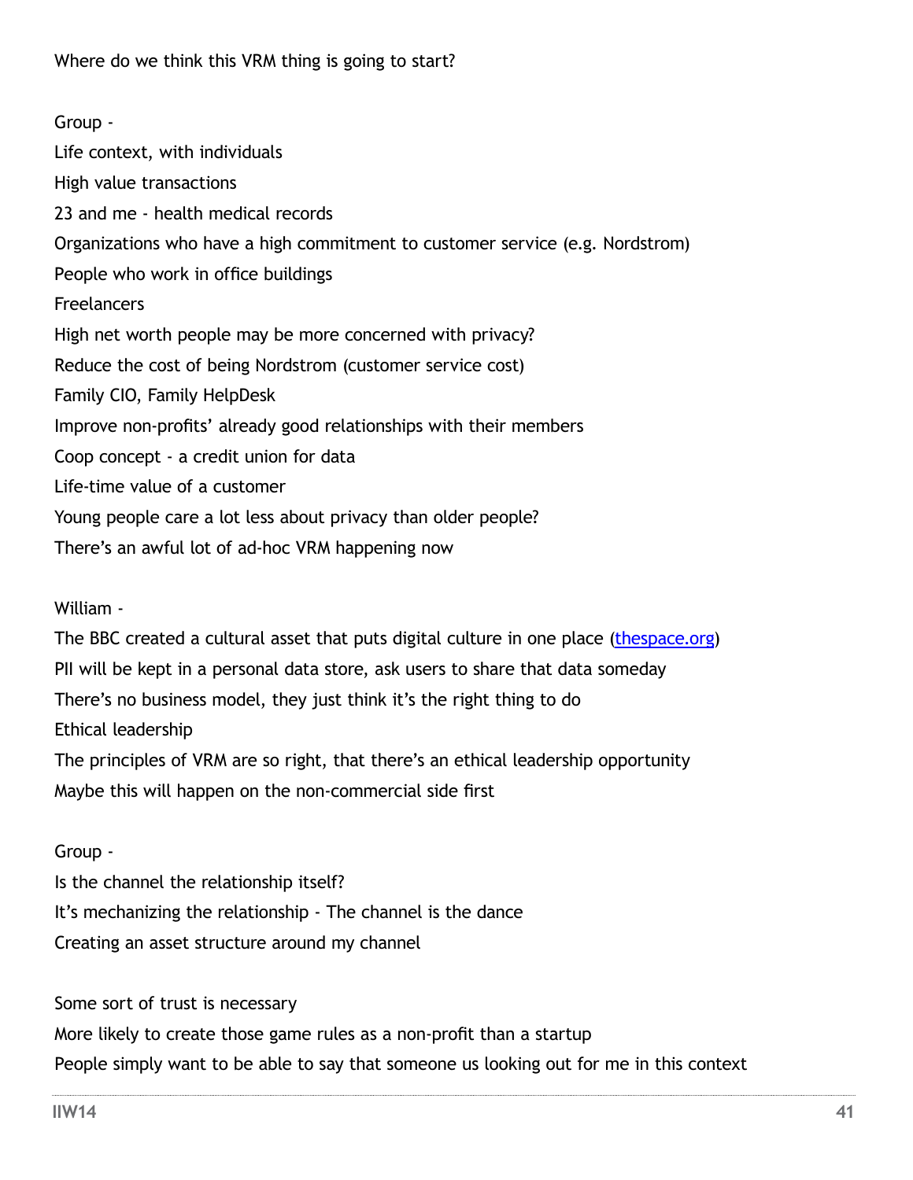Where do we think this VRM thing is going to start?

Group -

Life context, with individuals

High value transactions

23 and me - health medical records

Organizations who have a high commitment to customer service (e.g. Nordstrom)

People who work in office buildings

Freelancers

High net worth people may be more concerned with privacy?

Reduce the cost of being Nordstrom (customer service cost)

Family CIO, Family HelpDesk

Improve non-profits' already good relationships with their members

Coop concept - a credit union for data

Life-time value of a customer

Young people care a lot less about privacy than older people?

There's an awful lot of ad-hoc VRM happening now

William -

The BBC created a cultural asset that puts digital culture in one place ([thespace.org](thespace.org))

PII will be kept in a personal data store, ask users to share that data someday

There's no business model, they just think it's the right thing to do

Ethical leadership

The principles of VRM are so right, that there's an ethical leadership opportunity

Maybe this will happen on the non-commercial side first

Group -

Is the channel the relationship itself?

It's mechanizing the relationship - The channel is the dance

Creating an asset structure around my channel

Some sort of trust is necessary

More likely to create those game rules as a non-profit than a startup

People simply want to be able to say that someone us looking out for me in this context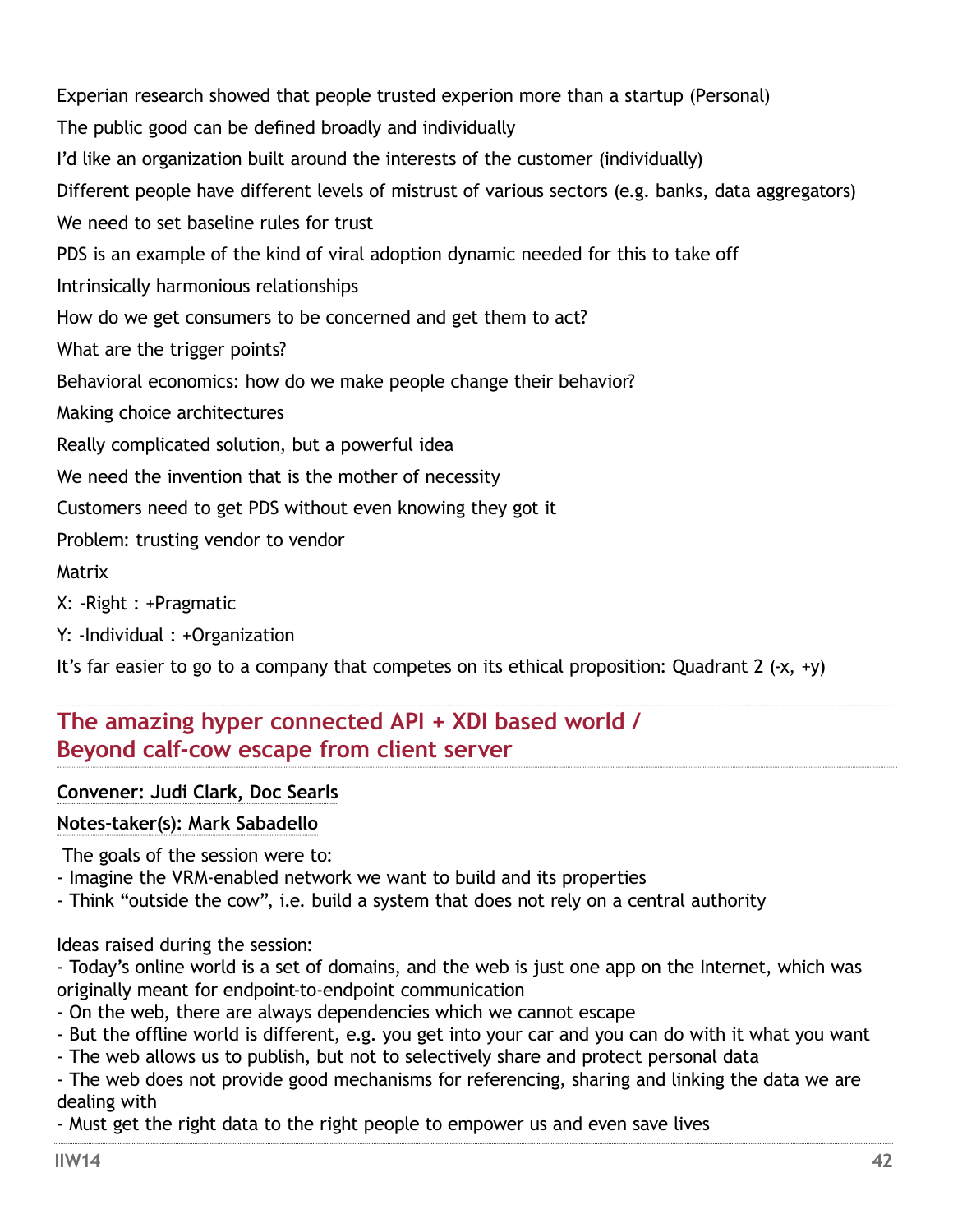Experian research showed that people trusted experion more than a startup (Personal)

The public good can be defined broadly and individually

I'd like an organization built around the interests of the customer (individually)

Different people have different levels of mistrust of various sectors (e.g. banks, data aggregators)

We need to set baseline rules for trust

PDS is an example of the kind of viral adoption dynamic needed for this to take off

Intrinsically harmonious relationships

How do we get consumers to be concerned and get them to act?

What are the trigger points?

Behavioral economics: how do we make people change their behavior?

Making choice architectures

Really complicated solution, but a powerful idea

We need the invention that is the mother of necessity

Customers need to get PDS without even knowing they got it

Problem: trusting vendor to vendor

Matrix

X: -Right : +Pragmatic

Y: -Individual : +Organization

It's far easier to go to a company that competes on its ethical proposition: Quadrant 2 (-x, +y)

## The amazing hyper connected API + XDI based world / Beyond calf-cow escape from client server

**Convener: Judi Clark, Doc Searls**

**Notes-taker(s): Mark Sabadello**

The goals of the session were to:
- Imagine the VRM-enabled network we want to build and its properties
- Think "outside the cow", i.e. build a system that does not rely on a central authority

Ideas raised during the session:
- Today's online world is a set of domains, and the web is just one app on the Internet, which was originally meant for endpoint-to-endpoint communication
- On the web, there are always dependencies which we cannot escape
- But the offline world is different, e.g. you get into your car and you can do with it what you want
- The web allows us to publish, but not to selectively share and protect personal data
- The web does not provide good mechanisms for referencing, sharing and linking the data we are dealing with
- Must get the right data to the right people to empower us and even save lives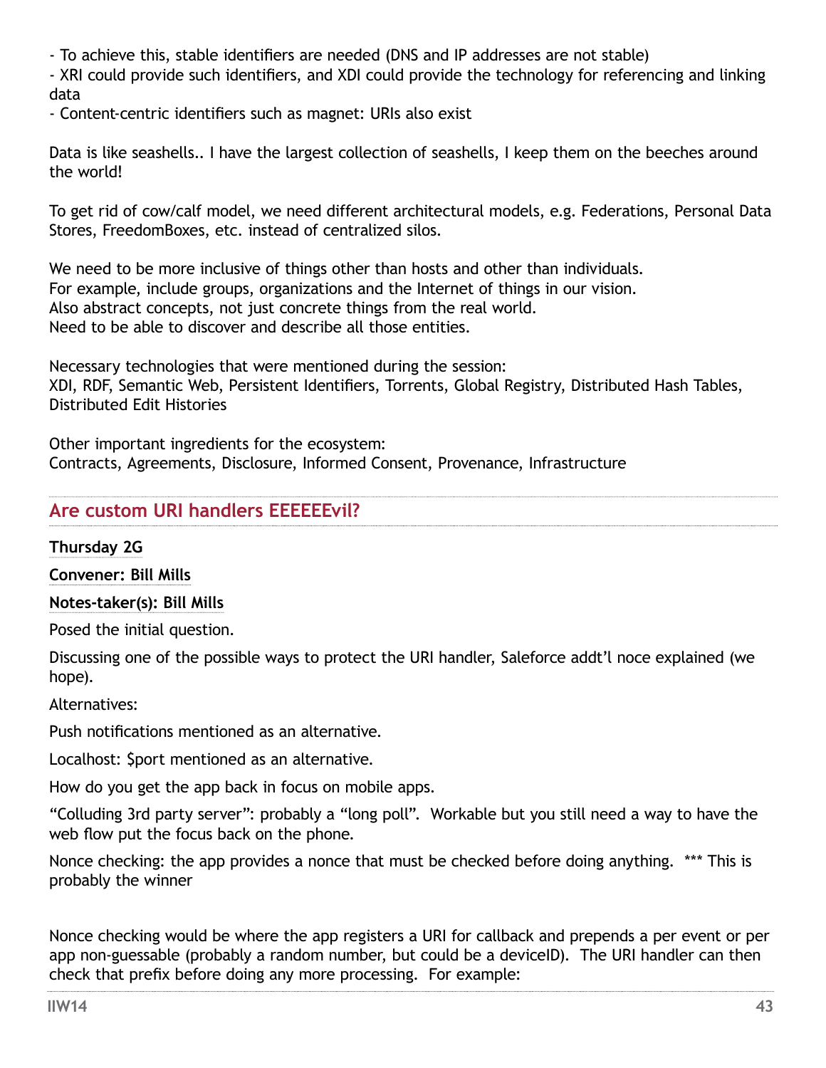- To achieve this, stable identifiers are needed (DNS and IP addresses are not stable)
- XRI could provide such identifiers, and XDI could provide the technology for referencing and linking data
- Content-centric identifiers such as magnet: URIs also exist

Data is like seashells.. I have the largest collection of seashells, I keep them on the beeches around the world!

To get rid of cow/calf model, we need different architectural models, e.g. Federations, Personal Data Stores, FreedomBoxes, etc. instead of centralized silos.

We need to be more inclusive of things other than hosts and other than individuals.
For example, include groups, organizations and the Internet of things in our vision.
Also abstract concepts, not just concrete things from the real world.
Need to be able to discover and describe all those entities.

Necessary technologies that were mentioned during the session:
XDI, RDF, Semantic Web, Persistent Identifiers, Torrents, Global Registry, Distributed Hash Tables, Distributed Edit Histories

Other important ingredients for the ecosystem:
Contracts, Agreements, Disclosure, Informed Consent, Provenance, Infrastructure

## Are custom URI handlers EEEEEEvil?

**Thursday 2G**

**Convener: Bill Mills**

**Notes-taker(s): Bill Mills**

Posed the initial question.

Discussing one of the possible ways to protect the URI handler, Saleforce addt'l noce explained (we hope).

Alternatives:

Push notifications mentioned as an alternative.

Localhost: $port mentioned as an alternative.

How do you get the app back in focus on mobile apps.

"Colluding 3rd party server": probably a "long poll". Workable but you still need a way to have the web flow put the focus back on the phone.

Nonce checking: the app provides a nonce that must be checked before doing anything. *** This is probably the winner

Nonce checking would be where the app registers a URI for callback and prepends a per event or per app non-guessable (probably a random number, but could be a deviceID). The URI handler can then check that prefix before doing any more processing. For example: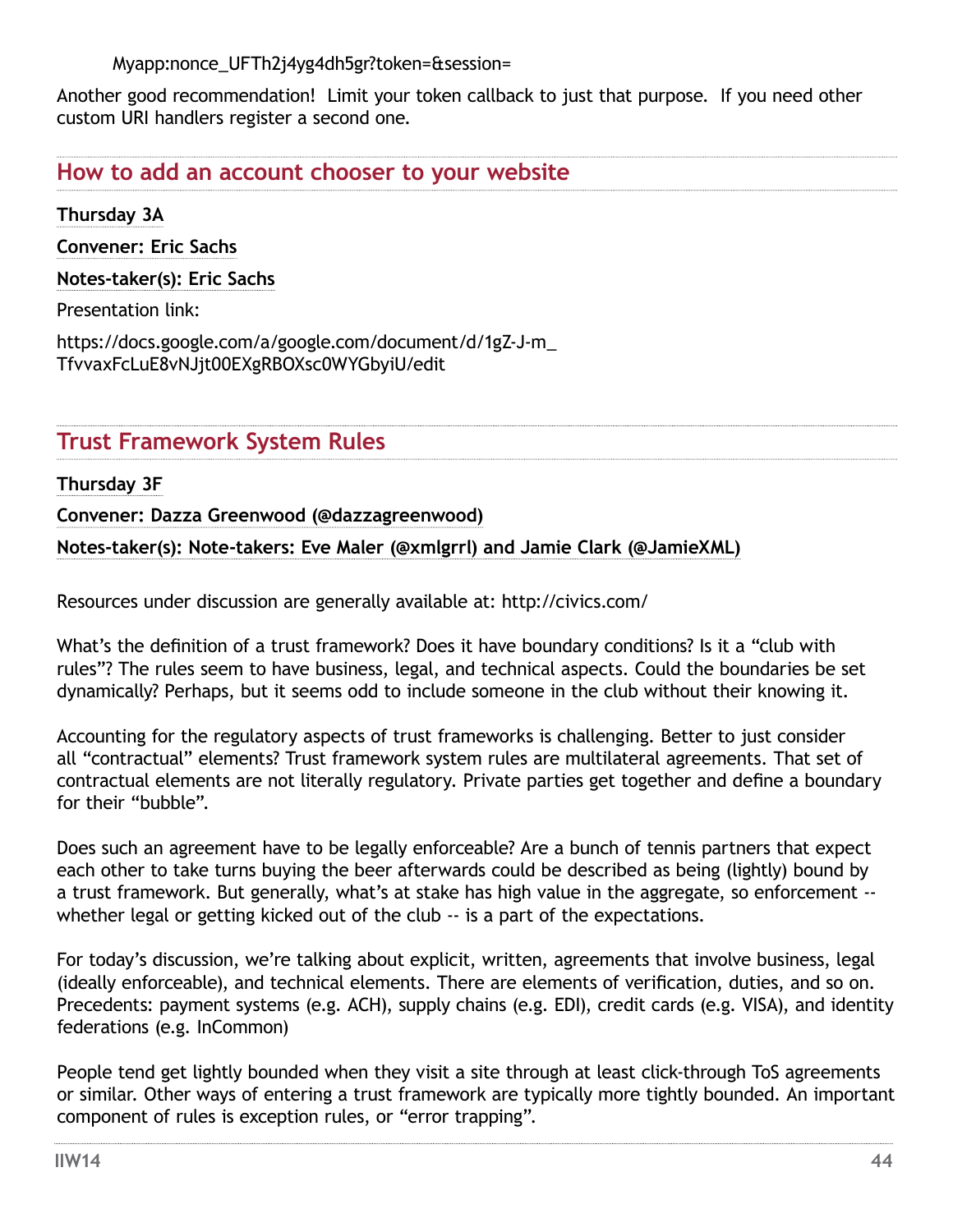Myapp:nonce_UFTh2j4yg4dh5gr?token=&session=

Another good recommendation! Limit your token callback to just that purpose. If you need other custom URI handlers register a second one.

## How to add an account chooser to your website

**Thursday 3A**

**Convener: Eric Sachs**

**Notes-taker(s): Eric Sachs**

Presentation link:

https://docs.google.com/a/google.com/document/d/1gZ-J-m_TfvvaxFcLuE8vNJt00EXgRBOXsc0WYGbyiU/edit

## Trust Framework System Rules

**Thursday 3F**

**Convener: Dazza Greenwood (@dazzagreenwood)**

**Notes-taker(s): Note-takers: Eve Maler (@xmlgrrl) and Jamie Clark (@JamieXML)**

Resources under discussion are generally available at: http://civics.com/

What's the definition of a trust framework? Does it have boundary conditions? Is it a "club with rules"? The rules seem to have business, legal, and technical aspects. Could the boundaries be set dynamically? Perhaps, but it seems odd to include someone in the club without their knowing it.

Accounting for the regulatory aspects of trust frameworks is challenging. Better to just consider all "contractual" elements? Trust framework system rules are multilateral agreements. That set of contractual elements are not literally regulatory. Private parties get together and define a boundary for their "bubble".

Does such an agreement have to be legally enforceable? Are a bunch of tennis partners that expect each other to take turns buying the beer afterwards could be described as being (lightly) bound by a trust framework. But generally, what's at stake has high value in the aggregate, so enforcement -- whether legal or getting kicked out of the club -- is a part of the expectations.

For today's discussion, we're talking about explicit, written, agreements that involve business, legal (ideally enforceable), and technical elements. There are elements of verification, duties, and so on. Precedents: payment systems (e.g. ACH), supply chains (e.g. EDI), credit cards (e.g. VISA), and identity federations (e.g. InCommon)

People tend get lightly bounded when they visit a site through at least click-through ToS agreements or similar. Other ways of entering a trust framework are typically more tightly bounded. An important component of rules is exception rules, or "error trapping".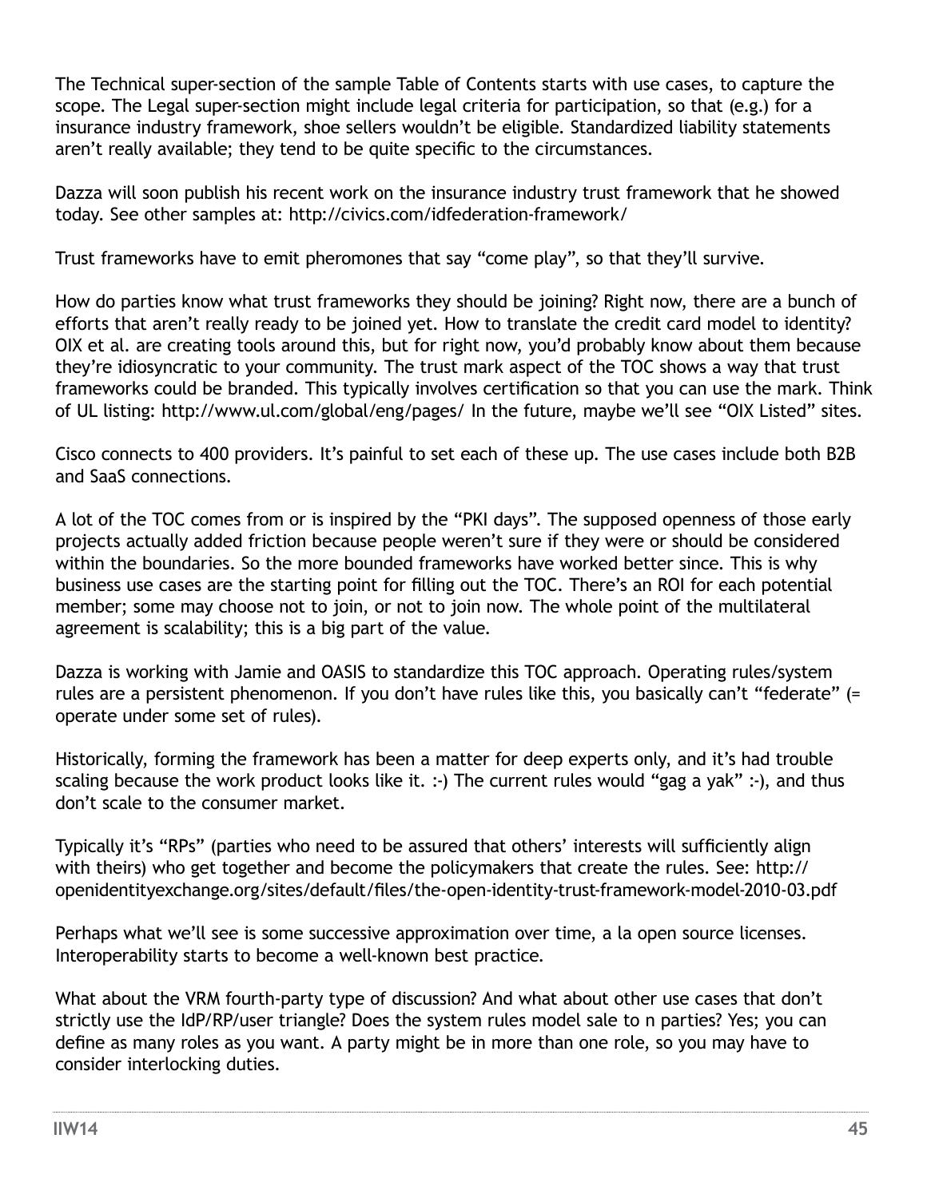The Technical super-section of the sample Table of Contents starts with use cases, to capture the scope. The Legal super-section might include legal criteria for participation, so that (e.g.) for a insurance industry framework, shoe sellers wouldn't be eligible. Standardized liability statements aren't really available; they tend to be quite specific to the circumstances.

Dazza will soon publish his recent work on the insurance industry trust framework that he showed today. See other samples at: http://civics.com/idfederation-framework/

Trust frameworks have to emit pheromones that say "come play", so that they'll survive.

How do parties know what trust frameworks they should be joining? Right now, there are a bunch of efforts that aren't really ready to be joined yet. How to translate the credit card model to identity? OIX et al. are creating tools around this, but for right now, you'd probably know about them because they're idiosyncratic to your community. The trust mark aspect of the TOC shows a way that trust frameworks could be branded. This typically involves certification so that you can use the mark. Think of UL listing: http://www.ul.com/global/eng/pages/ In the future, maybe we'll see "OIX Listed" sites.

Cisco connects to 400 providers. It's painful to set each of these up. The use cases include both B2B and SaaS connections.

A lot of the TOC comes from or is inspired by the "PKI days". The supposed openness of those early projects actually added friction because people weren't sure if they were or should be considered within the boundaries. So the more bounded frameworks have worked better since. This is why business use cases are the starting point for filling out the TOC. There's an ROI for each potential member; some may choose not to join, or not to join now. The whole point of the multilateral agreement is scalability; this is a big part of the value.

Dazza is working with Jamie and OASIS to standardize this TOC approach. Operating rules/system rules are a persistent phenomenon. If you don't have rules like this, you basically can't "federate" (= operate under some set of rules).

Historically, forming the framework has been a matter for deep experts only, and it's had trouble scaling because the work product looks like it. :-) The current rules would "gag a yak" :-), and thus don't scale to the consumer market.

Typically it's "RPs" (parties who need to be assured that others' interests will sufficiently align with theirs) who get together and become the policymakers that create the rules. See: http://openidentityexchange.org/sites/default/files/the-open-identity-trust-framework-model-2010-03.pdf

Perhaps what we'll see is some successive approximation over time, a la open source licenses. Interoperability starts to become a well-known best practice.

What about the VRM fourth-party type of discussion? And what about other use cases that don't strictly use the IdP/RP/user triangle? Does the system rules model sale to n parties? Yes; you can define as many roles as you want. A party might be in more than one role, so you may have to consider interlocking duties.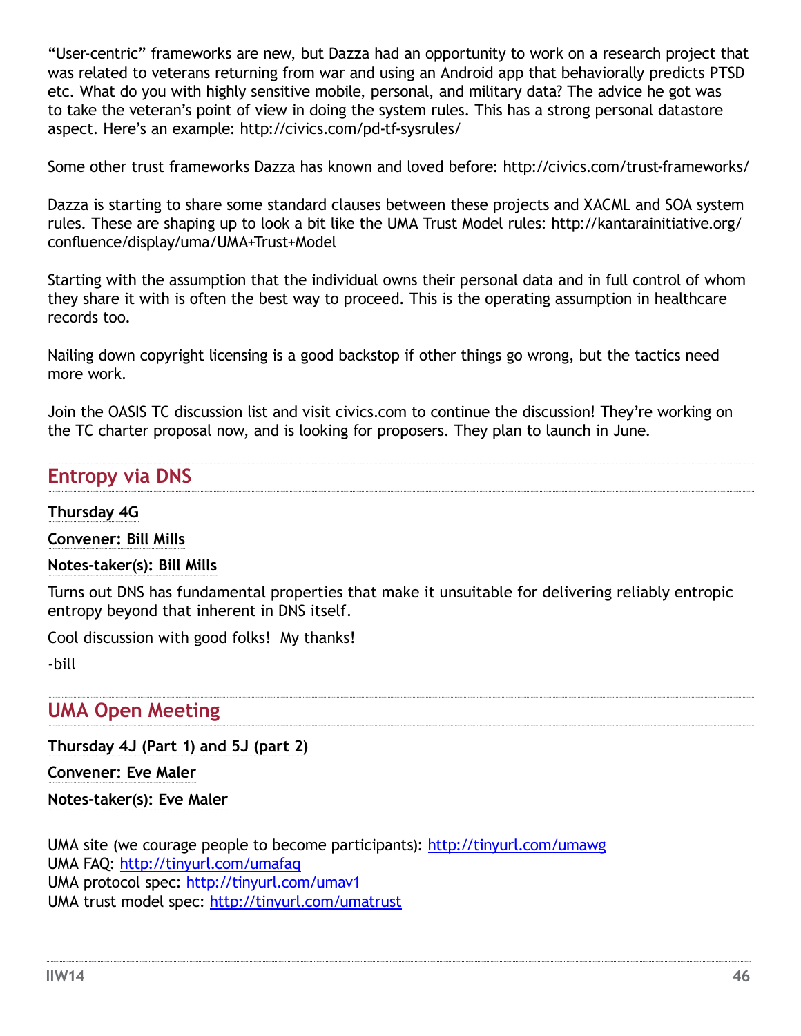“User-centric” frameworks are new, but Dazza had an opportunity to work on a research project that was related to veterans returning from war and using an Android app that behaviorally predicts PTSD etc. What do you with highly sensitive mobile, personal, and military data? The advice he got was to take the veteran’s point of view in doing the system rules. This has a strong personal datastore aspect. Here’s an example: http://civics.com/pd-tf-sysrules/

Some other trust frameworks Dazza has known and loved before: http://civics.com/trust-frameworks/

Dazza is starting to share some standard clauses between these projects and XACML and SOA system rules. These are shaping up to look a bit like the UMA Trust Model rules: http://kantarainitiative.org/confluence/display/uma/UMA+Trust+Model

Starting with the assumption that the individual owns their personal data and in full control of whom they share it with is often the best way to proceed. This is the operating assumption in healthcare records too.

Nailing down copyright licensing is a good backstop if other things go wrong, but the tactics need more work.

Join the OASIS TC discussion list and visit civics.com to continue the discussion! They’re working on the TC charter proposal now, and is looking for proposers. They plan to launch in June.

## Entropy via DNS

**Thursday 4G**

**Convener: Bill Mills**

**Notes-taker(s): Bill Mills**

Turns out DNS has fundamental properties that make it unsuitable for delivering reliably entropic entropy beyond that inherent in DNS itself.

Cool discussion with good folks!  My thanks!

-bill

## UMA Open Meeting

**Thursday 4J (Part 1) and 5J (part 2)**

**Convener: Eve Maler**

**Notes-taker(s): Eve Maler**

UMA site (we courage people to become participants): http://tinyurl.com/umawg
UMA FAQ: http://tinyurl.com/umafaq
UMA protocol spec: http://tinyurl.com/umav1
UMA trust model spec: http://tinyurl.com/umatrust